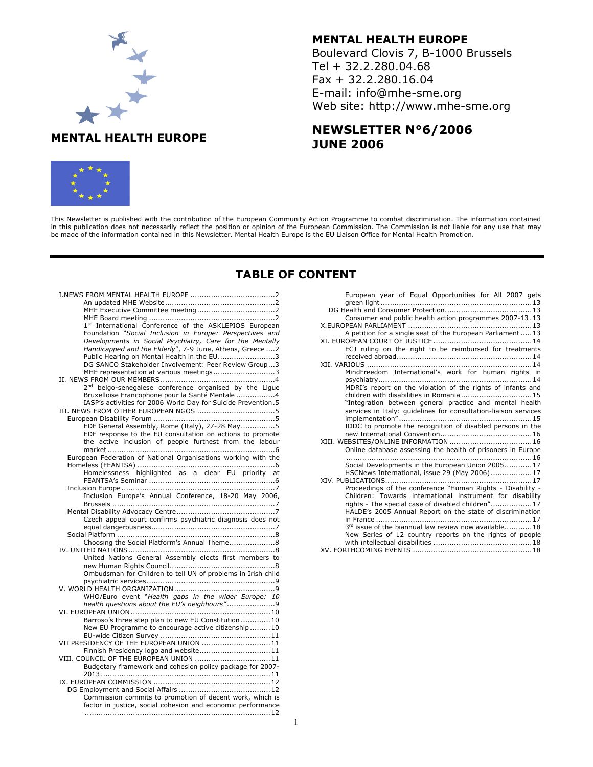**MENTAL HEALTH EUROPE**

# MENTAL HEALTH EUROPE

Boulevard Clovis 7, B-1000 Brussels
Tel + 32.2.280.04.68
Fax + 32.2.280.16.04
E-mail: info@mhe-sme.org
Web site: http://www.mhe-sme.org

## NEWSLETTER N°6/2006
## JUNE 2006

This Newsletter is published with the contribution of the European Community Action Programme to combat discrimination. The information contained in this publication does not necessarily reflect the position or opinion of the European Commission. The Commission is not liable for any use that may be made of the information contained in this Newsletter. Mental Health Europe is the EU Liaison Office for Mental Health Promotion.

## TABLE OF CONTENT

I.NEWS FROM MENTAL HEALTH EUROPE ....2
- An updated MHE Website ....2
- MHE Executive Committee meeting ....2
- MHE Board meeting ....2
- 1st International Conference of the ASKLEPIOS European Foundation "*Social Inclusion in Europe: Perspectives and Developments in Social Psychiatry, Care for the Mentally Handicapped and the Elderly*", 7-9 June, Athens, Greece ....2
- Public Hearing on Mental Health in the EU ....3
- DG SANCO Stakeholder Involvement: Peer Review Group ....3
- MHE representation at various meetings ....3

II. NEWS FROM OUR MEMBERS ....4
- 2nd belgo-senegalese conference organised by the Ligue Bruxelloise Francophone pour la Santé Mentale ....4
- IASP's activities for 2006 World Day for Suicide Prevention ....5

III. NEWS FROM OTHER EUROPEAN NGOS ....5
- European Disability Forum ....5
  - EDF General Assembly, Rome (Italy), 27-28 May ....5
  - EDF response to the EU consultation on actions to promote the active inclusion of people furthest from the labour market ....6
- European Federation of National Organisations working with the Homeless (FEANTSA) ....6
  - Homelessness highlighted as a clear EU priority at FEANTSA's Seminar ....6
- Inclusion Europe ....7
  - Inclusion Europe's Annual Conference, 18-20 May 2006, Brussels ....7
- Mental Disability Advocacy Centre ....7
  - Czech appeal court confirms psychiatric diagnosis does not equal dangerousness ....7
- Social Platform ....8
  - Choosing the Social Platform's Annual Theme ....8

IV. UNITED NATIONS ....8
- United Nations General Assembly elects first members to new Human Rights Council ....8
- Ombudsman for Children to tell UN of problems in Irish child psychiatric services ....9

V. WORLD HEALTH ORGANIZATION ....9
- WHO/Euro event "*Health gaps in the wider Europe: 10 health questions about the EU's neighbours*" ....9

VI. EUROPEAN UNION ....10
- Barroso's three step plan to new EU Constitution ....10
- New EU Programme to encourage active citizenship ....10
- EU-wide Citizen Survey ....11

VII PRESIDENCY OF THE EUROPEAN UNION ....11
- Finnish Presidency logo and website ....11

VIII. COUNCIL OF THE EUROPEAN UNION ....11
- Budgetary framework and cohesion policy package for 2007-2013 ....11

IX. EUROPEAN COMMISSION ....12
- DG Employment and Social Affairs ....12
  - Commission commits to promotion of decent work, which is factor in justice, social cohesion and economic performance ....12
  - European year of Equal Opportunities for All 2007 gets green light ....13
- DG Health and Consumer Protection ....13
  - Consumer and public health action programmes 2007-13 ....13

X.EUROPEAN PARLIAMENT ....13
- A petition for a single seat of the European Parliament ....13

XI. EUROPEAN COURT OF JUSTICE ....14
- ECJ ruling on the right to be reimbursed for treatments received abroad ....14

XII. VARIOUS ....14
- MindFreedom International's work for human rights in psychiatry ....14
- MDRI's report on the violation of the rights of infants and children with disabilities in Romania ....15
- "Integration between general practice and mental health services in Italy: guidelines for consultation-liaison services implementation" ....15
- IDDC to promote the recognition of disabled persons in the new International Convention ....16

XIII. WEBSITES/ONLINE INFORMATION ....16
- Online database assessing the health of prisoners in Europe ....16
- Social Developments in the European Union 2005 ....17
- HSCNews International, issue 29 (May 2006) ....17

XIV. PUBLICATIONS ....17
- Proceedings of the conference "Human Rights - Disability - Children: Towards international instrument for disability rights - The special case of disabled children" ....17
- HALDE's 2005 Annual Report on the state of discrimination in France ....17
- 3rd issue of the biannual law review now available ....18
- New Series of 12 country reports on the rights of people with intellectual disabilities ....18

XV. FORTHCOMING EVENTS ....18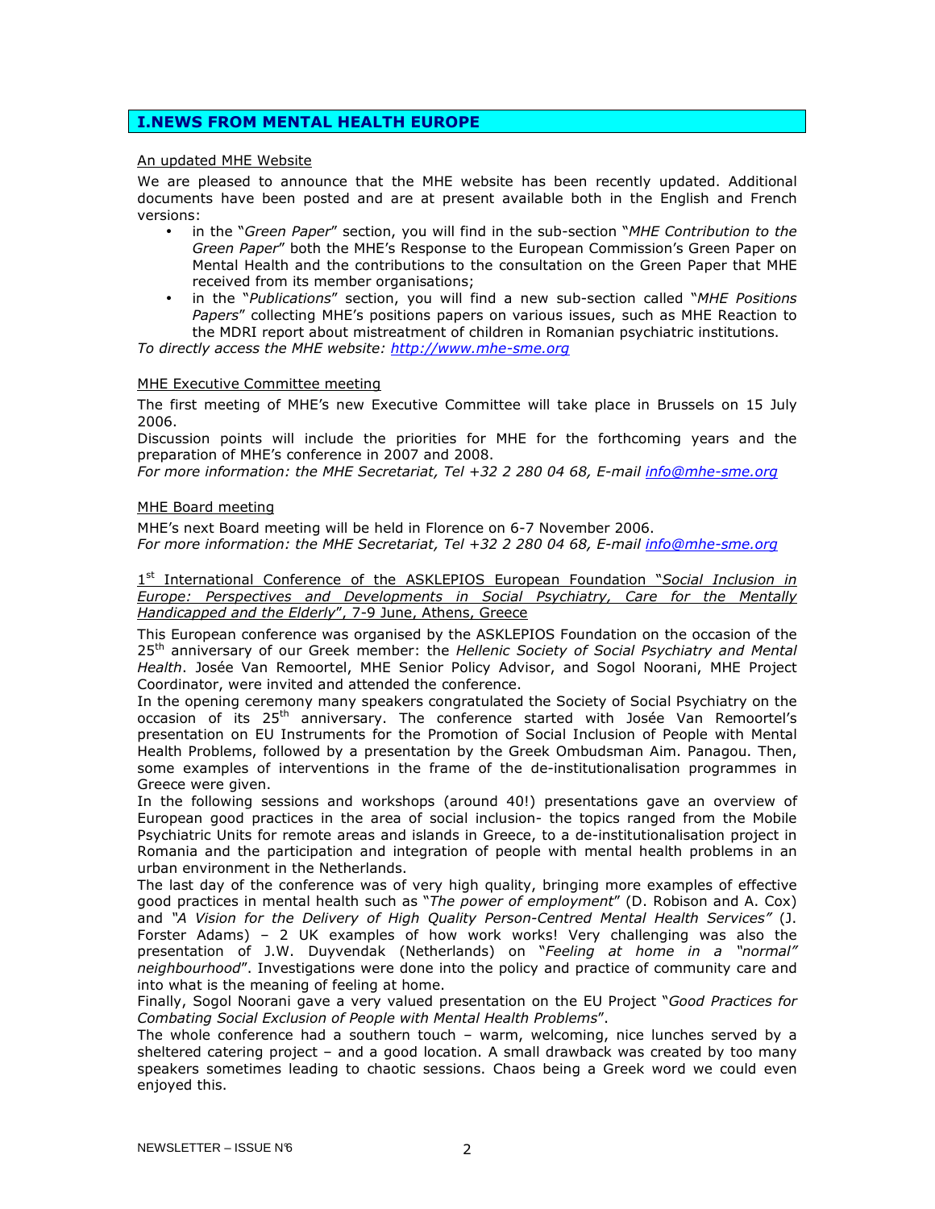# I. NEWS FROM MENTAL HEALTH EUROPE

## An updated MHE Website

We are pleased to announce that the MHE website has been recently updated. Additional documents have been posted and are at present available both in the English and French versions:

- in the "*Green Paper*" section, you will find in the sub-section "*MHE Contribution to the Green Paper*" both the MHE's Response to the European Commission's Green Paper on Mental Health and the contributions to the consultation on the Green Paper that MHE received from its member organisations;
- in the "*Publications*" section, you will find a new sub-section called "*MHE Positions Papers*" collecting MHE's positions papers on various issues, such as MHE Reaction to the MDRI report about mistreatment of children in Romanian psychiatric institutions.

*To directly access the MHE website: http://www.mhe-sme.org*

## MHE Executive Committee meeting

The first meeting of MHE's new Executive Committee will take place in Brussels on 15 July 2006.

Discussion points will include the priorities for MHE for the forthcoming years and the preparation of MHE's conference in 2007 and 2008.

*For more information: the MHE Secretariat, Tel +32 2 280 04 68, E-mail info@mhe-sme.org*

## MHE Board meeting

MHE's next Board meeting will be held in Florence on 6-7 November 2006.

*For more information: the MHE Secretariat, Tel +32 2 280 04 68, E-mail info@mhe-sme.org*

## 1st International Conference of the ASKLEPIOS European Foundation "*Social Inclusion in Europe: Perspectives and Developments in Social Psychiatry, Care for the Mentally Handicapped and the Elderly*", 7-9 June, Athens, Greece

This European conference was organised by the ASKLEPIOS Foundation on the occasion of the 25th anniversary of our Greek member: the *Hellenic Society of Social Psychiatry and Mental Health*. Josée Van Remoortel, MHE Senior Policy Advisor, and Sogol Noorani, MHE Project Coordinator, were invited and attended the conference.

In the opening ceremony many speakers congratulated the Society of Social Psychiatry on the occasion of its 25th anniversary. The conference started with Josée Van Remoortel's presentation on EU Instruments for the Promotion of Social Inclusion of People with Mental Health Problems, followed by a presentation by the Greek Ombudsman Aim. Panagou. Then, some examples of interventions in the frame of the de-institutionalisation programmes in Greece were given.

In the following sessions and workshops (around 40!) presentations gave an overview of European good practices in the area of social inclusion- the topics ranged from the Mobile Psychiatric Units for remote areas and islands in Greece, to a de-institutionalisation project in Romania and the participation and integration of people with mental health problems in an urban environment in the Netherlands.

The last day of the conference was of very high quality, bringing more examples of effective good practices in mental health such as "*The power of employment*" (D. Robison and A. Cox) and *"A Vision for the Delivery of High Quality Person-Centred Mental Health Services"* (J. Forster Adams) – 2 UK examples of how work works! Very challenging was also the presentation of J.W. Duyvendak (Netherlands) on "*Feeling at home in a "normal" neighbourhood*". Investigations were done into the policy and practice of community care and into what is the meaning of feeling at home.

Finally, Sogol Noorani gave a very valued presentation on the EU Project "*Good Practices for Combating Social Exclusion of People with Mental Health Problems*".

The whole conference had a southern touch – warm, welcoming, nice lunches served by a sheltered catering project – and a good location. A small drawback was created by too many speakers sometimes leading to chaotic sessions. Chaos being a Greek word we could even enjoyed this.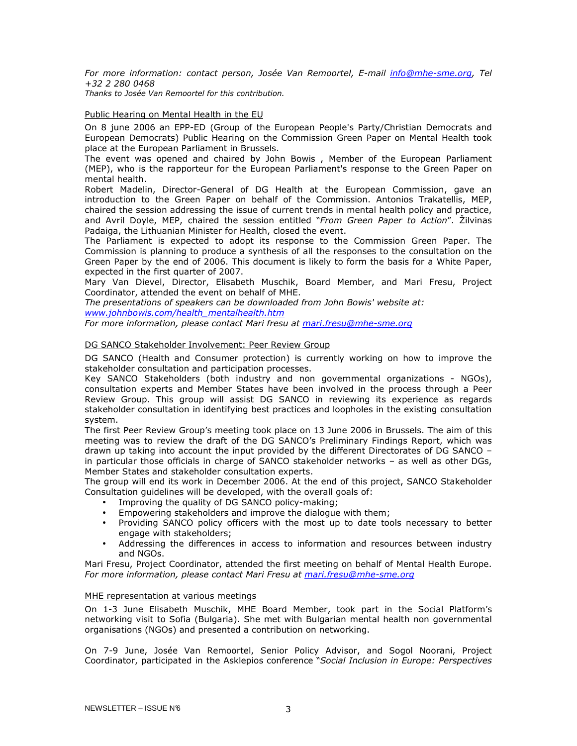*For more information: contact person, Josée Van Remoortel, E-mail [info@mhe-sme.org](mailto:info@mhe-sme.org), Tel +32 2 280 0468*

*Thanks to Josée Van Remoortel for this contribution.*

<u>Public Hearing on Mental Health in the EU</u>

On 8 june 2006 an EPP-ED (Group of the European People's Party/Christian Democrats and European Democrats) Public Hearing on the Commission Green Paper on Mental Health took place at the European Parliament in Brussels.

The event was opened and chaired by John Bowis , Member of the European Parliament (MEP), who is the rapporteur for the European Parliament's response to the Green Paper on mental health.

Robert Madelin, Director-General of DG Health at the European Commission, gave an introduction to the Green Paper on behalf of the Commission. Antonios Trakatellis, MEP, chaired the session addressing the issue of current trends in mental health policy and practice, and Avril Doyle, MEP, chaired the session entitled "*From Green Paper to Action*". Žilvinas Padaiga, the Lithuanian Minister for Health, closed the event.

The Parliament is expected to adopt its response to the Commission Green Paper. The Commission is planning to produce a synthesis of all the responses to the consultation on the Green Paper by the end of 2006. This document is likely to form the basis for a White Paper, expected in the first quarter of 2007.

Mary Van Dievel, Director, Elisabeth Muschik, Board Member, and Mari Fresu, Project Coordinator, attended the event on behalf of MHE.

*The presentations of speakers can be downloaded from John Bowis' website at: [www.johnbowis.com/health_mentalhealth.htm](http://www.johnbowis.com/health_mentalhealth.htm)*

*For more information, please contact Mari fresu at [mari.fresu@mhe-sme.org](mailto:mari.fresu@mhe-sme.org)*

<u>DG SANCO Stakeholder Involvement: Peer Review Group</u>

DG SANCO (Health and Consumer protection) is currently working on how to improve the stakeholder consultation and participation processes.

Key SANCO Stakeholders (both industry and non governmental organizations - NGOs), consultation experts and Member States have been involved in the process through a Peer Review Group. This group will assist DG SANCO in reviewing its experience as regards stakeholder consultation in identifying best practices and loopholes in the existing consultation system.

The first Peer Review Group's meeting took place on 13 June 2006 in Brussels. The aim of this meeting was to review the draft of the DG SANCO's Preliminary Findings Report, which was drawn up taking into account the input provided by the different Directorates of DG SANCO – in particular those officials in charge of SANCO stakeholder networks – as well as other DGs, Member States and stakeholder consultation experts.

The group will end its work in December 2006. At the end of this project, SANCO Stakeholder Consultation guidelines will be developed, with the overall goals of:

- Improving the quality of DG SANCO policy-making;
- Empowering stakeholders and improve the dialogue with them;
- Providing SANCO policy officers with the most up to date tools necessary to better engage with stakeholders;
- Addressing the differences in access to information and resources between industry and NGOs.

Mari Fresu, Project Coordinator, attended the first meeting on behalf of Mental Health Europe.

*For more information, please contact Mari Fresu at [mari.fresu@mhe-sme.org](mailto:mari.fresu@mhe-sme.org)*

<u>MHE representation at various meetings</u>

On 1-3 June Elisabeth Muschik, MHE Board Member, took part in the Social Platform's networking visit to Sofia (Bulgaria). She met with Bulgarian mental health non governmental organisations (NGOs) and presented a contribution on networking.

On 7-9 June, Josée Van Remoortel, Senior Policy Advisor, and Sogol Noorani, Project Coordinator, participated in the Asklepios conference "*Social Inclusion in Europe: Perspectives*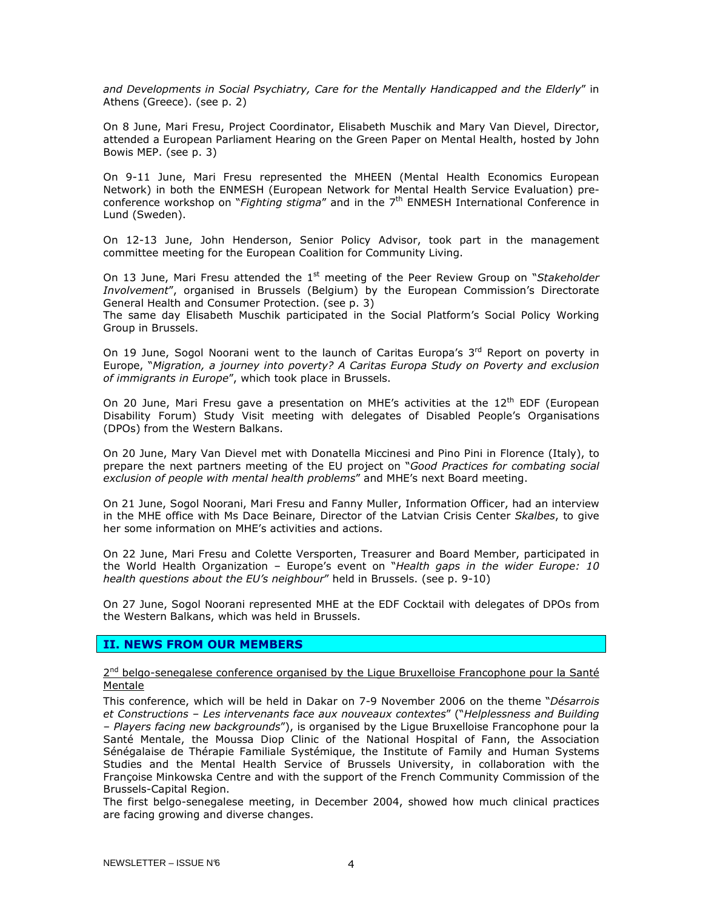*and Developments in Social Psychiatry, Care for the Mentally Handicapped and the Elderly*" in Athens (Greece). (see p. 2)

On 8 June, Mari Fresu, Project Coordinator, Elisabeth Muschik and Mary Van Dievel, Director, attended a European Parliament Hearing on the Green Paper on Mental Health, hosted by John Bowis MEP. (see p. 3)

On 9-11 June, Mari Fresu represented the MHEEN (Mental Health Economics European Network) in both the ENMESH (European Network for Mental Health Service Evaluation) pre-conference workshop on "*Fighting stigma*" and in the 7th ENMESH International Conference in Lund (Sweden).

On 12-13 June, John Henderson, Senior Policy Advisor, took part in the management committee meeting for the European Coalition for Community Living.

On 13 June, Mari Fresu attended the 1st meeting of the Peer Review Group on "*Stakeholder Involvement*", organised in Brussels (Belgium) by the European Commission's Directorate General Health and Consumer Protection. (see p. 3)
The same day Elisabeth Muschik participated in the Social Platform's Social Policy Working Group in Brussels.

On 19 June, Sogol Noorani went to the launch of Caritas Europa's 3rd Report on poverty in Europe, "*Migration, a journey into poverty? A Caritas Europa Study on Poverty and exclusion of immigrants in Europe*", which took place in Brussels.

On 20 June, Mari Fresu gave a presentation on MHE's activities at the 12th EDF (European Disability Forum) Study Visit meeting with delegates of Disabled People's Organisations (DPOs) from the Western Balkans.

On 20 June, Mary Van Dievel met with Donatella Miccinesi and Pino Pini in Florence (Italy), to prepare the next partners meeting of the EU project on "*Good Practices for combating social exclusion of people with mental health problems*" and MHE's next Board meeting.

On 21 June, Sogol Noorani, Mari Fresu and Fanny Muller, Information Officer, had an interview in the MHE office with Ms Dace Beinare, Director of the Latvian Crisis Center *Skalbes*, to give her some information on MHE's activities and actions.

On 22 June, Mari Fresu and Colette Versporten, Treasurer and Board Member, participated in the World Health Organization – Europe's event on "*Health gaps in the wider Europe: 10 health questions about the EU's neighbour*" held in Brussels. (see p. 9-10)

On 27 June, Sogol Noorani represented MHE at the EDF Cocktail with delegates of DPOs from the Western Balkans, which was held in Brussels.

## II. NEWS FROM OUR MEMBERS

2nd belgo-senegalese conference organised by the Ligue Bruxelloise Francophone pour la Santé Mentale

This conference, which will be held in Dakar on 7-9 November 2006 on the theme "*Désarrois et Constructions – Les intervenants face aux nouveaux contextes*" ("*Helplessness and Building – Players facing new backgrounds*"), is organised by the Ligue Bruxelloise Francophone pour la Santé Mentale, the Moussa Diop Clinic of the National Hospital of Fann, the Association Sénégalaise de Thérapie Familiale Systémique, the Institute of Family and Human Systems Studies and the Mental Health Service of Brussels University, in collaboration with the Françoise Minkowska Centre and with the support of the French Community Commission of the Brussels-Capital Region.
The first belgo-senegalese meeting, in December 2004, showed how much clinical practices are facing growing and diverse changes.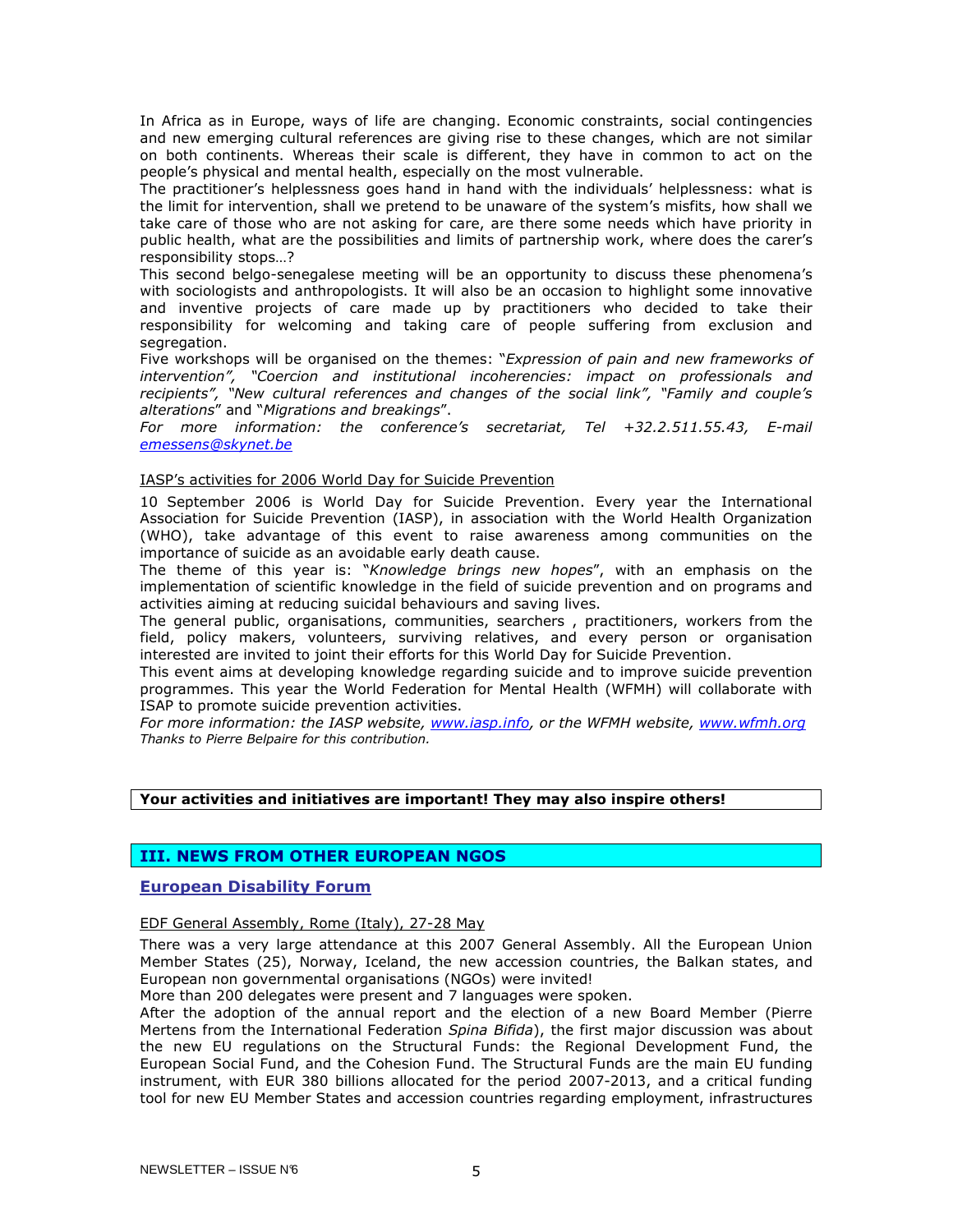In Africa as in Europe, ways of life are changing. Economic constraints, social contingencies and new emerging cultural references are giving rise to these changes, which are not similar on both continents. Whereas their scale is different, they have in common to act on the people's physical and mental health, especially on the most vulnerable.

The practitioner's helplessness goes hand in hand with the individuals' helplessness: what is the limit for intervention, shall we pretend to be unaware of the system's misfits, how shall we take care of those who are not asking for care, are there some needs which have priority in public health, what are the possibilities and limits of partnership work, where does the carer's responsibility stops…?

This second belgo-senegalese meeting will be an opportunity to discuss these phenomena's with sociologists and anthropologists. It will also be an occasion to highlight some innovative and inventive projects of care made up by practitioners who decided to take their responsibility for welcoming and taking care of people suffering from exclusion and segregation.

Five workshops will be organised on the themes: "*Expression of pain and new frameworks of intervention", "Coercion and institutional incoherencies: impact on professionals and recipients", "New cultural references and changes of the social link", "Family and couple's alterations*" and "*Migrations and breakings*".

*For more information: the conference's secretariat, Tel +32.2.511.55.43, E-mail emessens@skynet.be*

IASP's activities for 2006 World Day for Suicide Prevention

10 September 2006 is World Day for Suicide Prevention. Every year the International Association for Suicide Prevention (IASP), in association with the World Health Organization (WHO), take advantage of this event to raise awareness among communities on the importance of suicide as an avoidable early death cause.

The theme of this year is: "*Knowledge brings new hopes*", with an emphasis on the implementation of scientific knowledge in the field of suicide prevention and on programs and activities aiming at reducing suicidal behaviours and saving lives.

The general public, organisations, communities, searchers , practitioners, workers from the field, policy makers, volunteers, surviving relatives, and every person or organisation interested are invited to joint their efforts for this World Day for Suicide Prevention.

This event aims at developing knowledge regarding suicide and to improve suicide prevention programmes. This year the World Federation for Mental Health (WFMH) will collaborate with ISAP to promote suicide prevention activities.

*For more information: the IASP website, www.iasp.info, or the WFMH website, www.wfmh.org*

*Thanks to Pierre Belpaire for this contribution.*

**Your activities and initiatives are important! They may also inspire others!**

## III. NEWS FROM OTHER EUROPEAN NGOS

### European Disability Forum

EDF General Assembly, Rome (Italy), 27-28 May

There was a very large attendance at this 2007 General Assembly. All the European Union Member States (25), Norway, Iceland, the new accession countries, the Balkan states, and European non governmental organisations (NGOs) were invited!

More than 200 delegates were present and 7 languages were spoken.

After the adoption of the annual report and the election of a new Board Member (Pierre Mertens from the International Federation *Spina Bifida*), the first major discussion was about the new EU regulations on the Structural Funds: the Regional Development Fund, the European Social Fund, and the Cohesion Fund. The Structural Funds are the main EU funding instrument, with EUR 380 billions allocated for the period 2007-2013, and a critical funding tool for new EU Member States and accession countries regarding employment, infrastructures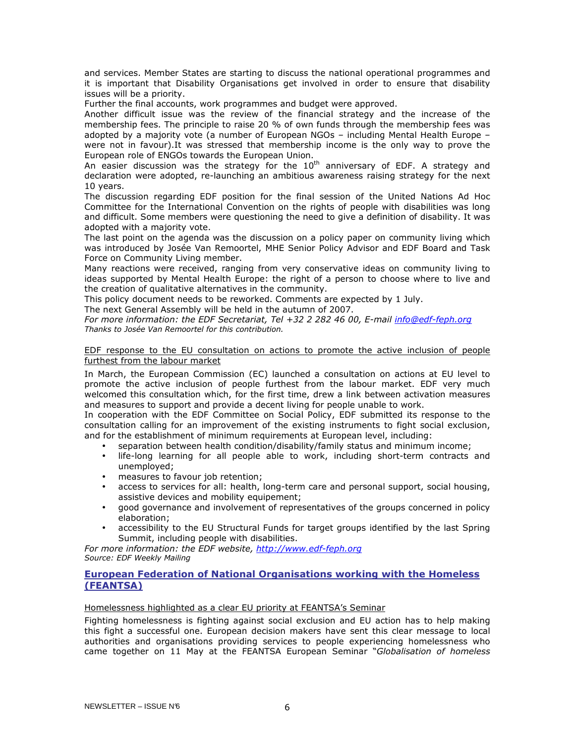and services. Member States are starting to discuss the national operational programmes and it is important that Disability Organisations get involved in order to ensure that disability issues will be a priority.

Further the final accounts, work programmes and budget were approved.

Another difficult issue was the review of the financial strategy and the increase of the membership fees. The principle to raise 20 % of own funds through the membership fees was adopted by a majority vote (a number of European NGOs – including Mental Health Europe – were not in favour).It was stressed that membership income is the only way to prove the European role of ENGOs towards the European Union.

An easier discussion was the strategy for the 10th anniversary of EDF. A strategy and declaration were adopted, re-launching an ambitious awareness raising strategy for the next 10 years.

The discussion regarding EDF position for the final session of the United Nations Ad Hoc Committee for the International Convention on the rights of people with disabilities was long and difficult. Some members were questioning the need to give a definition of disability. It was adopted with a majority vote.

The last point on the agenda was the discussion on a policy paper on community living which was introduced by Josée Van Remoortel, MHE Senior Policy Advisor and EDF Board and Task Force on Community Living member.

Many reactions were received, ranging from very conservative ideas on community living to ideas supported by Mental Health Europe: the right of a person to choose where to live and the creation of qualitative alternatives in the community.

This policy document needs to be reworked. Comments are expected by 1 July.

The next General Assembly will be held in the autumn of 2007.

*For more information: the EDF Secretariat, Tel +32 2 282 46 00, E-mail info@edf-feph.org*

*Thanks to Josée Van Remoortel for this contribution.*

EDF response to the EU consultation on actions to promote the active inclusion of people furthest from the labour market

In March, the European Commission (EC) launched a consultation on actions at EU level to promote the active inclusion of people furthest from the labour market. EDF very much welcomed this consultation which, for the first time, drew a link between activation measures and measures to support and provide a decent living for people unable to work.

In cooperation with the EDF Committee on Social Policy, EDF submitted its response to the consultation calling for an improvement of the existing instruments to fight social exclusion, and for the establishment of minimum requirements at European level, including:

- separation between health condition/disability/family status and minimum income;
- life-long learning for all people able to work, including short-term contracts and unemployed;
- measures to favour job retention;
- access to services for all: health, long-term care and personal support, social housing, assistive devices and mobility equipement;
- good governance and involvement of representatives of the groups concerned in policy elaboration;
- accessibility to the EU Structural Funds for target groups identified by the last Spring Summit, including people with disabilities.

*For more information: the EDF website, http://www.edf-feph.org*

*Source: EDF Weekly Mailing*

## European Federation of National Organisations working with the Homeless (FEANTSA)

Homelessness highlighted as a clear EU priority at FEANTSA's Seminar

Fighting homelessness is fighting against social exclusion and EU action has to help making this fight a successful one. European decision makers have sent this clear message to local authorities and organisations providing services to people experiencing homelessness who came together on 11 May at the FEANTSA European Seminar "*Globalisation of homeless*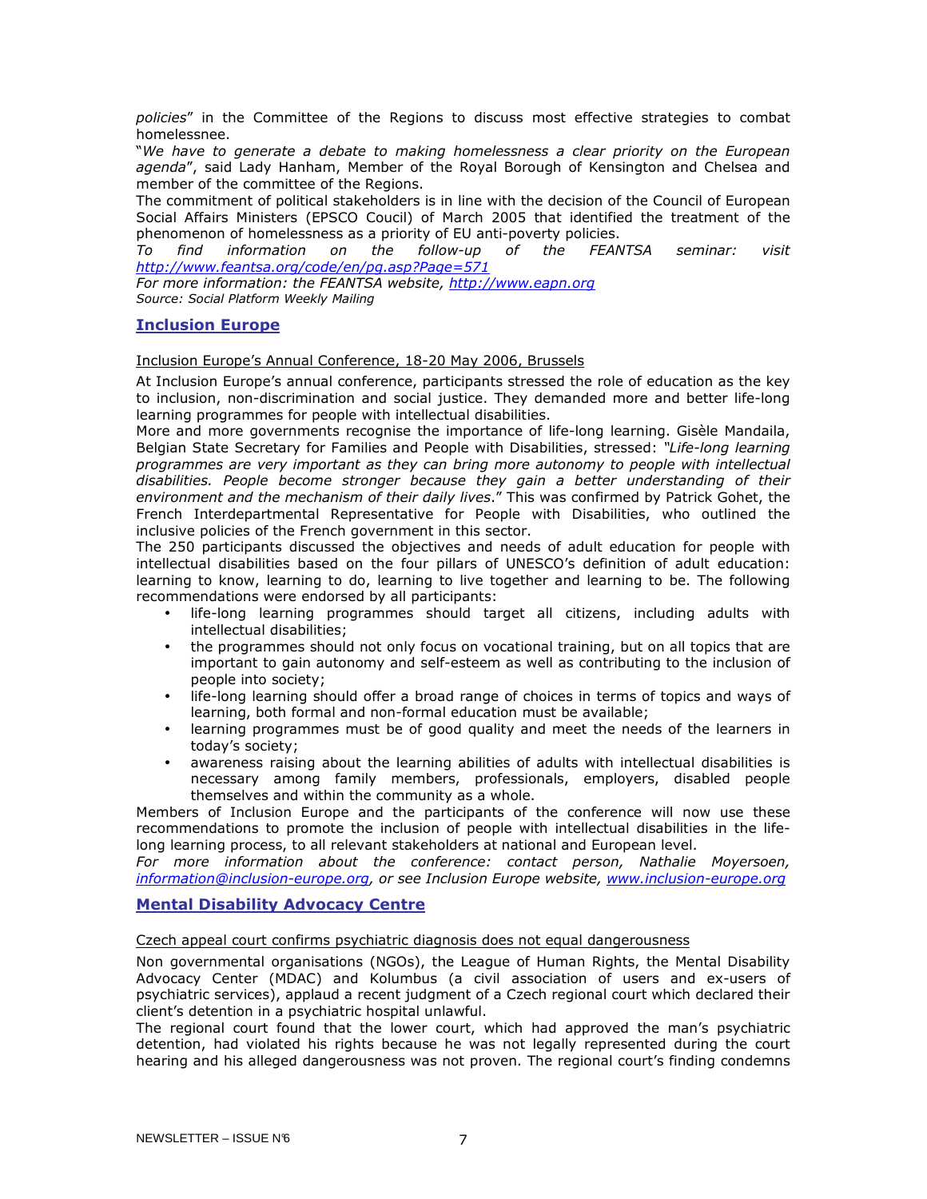*policies*" in the Committee of the Regions to discuss most effective strategies to combat homelessnee.

"*We have to generate a debate to making homelessness a clear priority on the European agenda*", said Lady Hanham, Member of the Royal Borough of Kensington and Chelsea and member of the committee of the Regions.

The commitment of political stakeholders is in line with the decision of the Council of European Social Affairs Ministers (EPSCO Coucil) of March 2005 that identified the treatment of the phenomenon of homelessness as a priority of EU anti-poverty policies.

*To find information on the follow-up of the FEANTSA seminar: visit http://www.feantsa.org/code/en/pg.asp?Page=571*

*For more information: the FEANTSA website, http://www.eapn.org*

*Source: Social Platform Weekly Mailing*

## Inclusion Europe

Inclusion Europe's Annual Conference, 18-20 May 2006, Brussels

At Inclusion Europe's annual conference, participants stressed the role of education as the key to inclusion, non-discrimination and social justice. They demanded more and better life-long learning programmes for people with intellectual disabilities.

More and more governments recognise the importance of life-long learning. Gisèle Mandaila, Belgian State Secretary for Families and People with Disabilities, stressed: *"Life-long learning programmes are very important as they can bring more autonomy to people with intellectual disabilities. People become stronger because they gain a better understanding of their environment and the mechanism of their daily lives*." This was confirmed by Patrick Gohet, the French Interdepartmental Representative for People with Disabilities, who outlined the inclusive policies of the French government in this sector.

The 250 participants discussed the objectives and needs of adult education for people with intellectual disabilities based on the four pillars of UNESCO's definition of adult education: learning to know, learning to do, learning to live together and learning to be. The following recommendations were endorsed by all participants:

- life-long learning programmes should target all citizens, including adults with intellectual disabilities;
- the programmes should not only focus on vocational training, but on all topics that are important to gain autonomy and self-esteem as well as contributing to the inclusion of people into society;
- life-long learning should offer a broad range of choices in terms of topics and ways of learning, both formal and non-formal education must be available;
- learning programmes must be of good quality and meet the needs of the learners in today's society;
- awareness raising about the learning abilities of adults with intellectual disabilities is necessary among family members, professionals, employers, disabled people themselves and within the community as a whole.

Members of Inclusion Europe and the participants of the conference will now use these recommendations to promote the inclusion of people with intellectual disabilities in the life-long learning process, to all relevant stakeholders at national and European level.

*For more information about the conference: contact person, Nathalie Moyersoen, information@inclusion-europe.org, or see Inclusion Europe website, www.inclusion-europe.org*

## Mental Disability Advocacy Centre

Czech appeal court confirms psychiatric diagnosis does not equal dangerousness

Non governmental organisations (NGOs), the League of Human Rights, the Mental Disability Advocacy Center (MDAC) and Kolumbus (a civil association of users and ex-users of psychiatric services), applaud a recent judgment of a Czech regional court which declared their client's detention in a psychiatric hospital unlawful.

The regional court found that the lower court, which had approved the man's psychiatric detention, had violated his rights because he was not legally represented during the court hearing and his alleged dangerousness was not proven. The regional court's finding condemns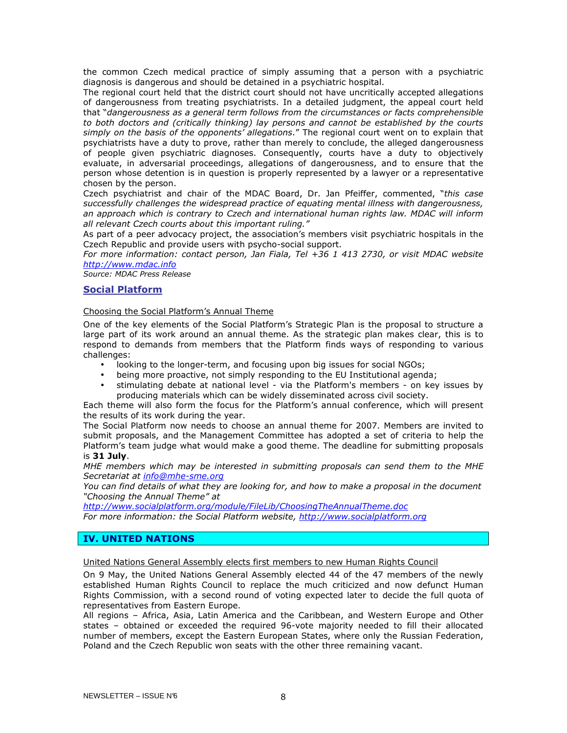the common Czech medical practice of simply assuming that a person with a psychiatric diagnosis is dangerous and should be detained in a psychiatric hospital.

The regional court held that the district court should not have uncritically accepted allegations of dangerousness from treating psychiatrists. In a detailed judgment, the appeal court held that "*dangerousness as a general term follows from the circumstances or facts comprehensible to both doctors and (critically thinking) lay persons and cannot be established by the courts simply on the basis of the opponents' allegations*." The regional court went on to explain that psychiatrists have a duty to prove, rather than merely to conclude, the alleged dangerousness of people given psychiatric diagnoses. Consequently, courts have a duty to objectively evaluate, in adversarial proceedings, allegations of dangerousness, and to ensure that the person whose detention is in question is properly represented by a lawyer or a representative chosen by the person.

Czech psychiatrist and chair of the MDAC Board, Dr. Jan Pfeiffer, commented, "*this case successfully challenges the widespread practice of equating mental illness with dangerousness, an approach which is contrary to Czech and international human rights law. MDAC will inform all relevant Czech courts about this important ruling.*"

As part of a peer advocacy project, the association's members visit psychiatric hospitals in the Czech Republic and provide users with psycho-social support.

*For more information: contact person, Jan Fiala, Tel +36 1 413 2730, or visit MDAC website [http://www.mdac.info](http://www.mdac.info)*

*Source: MDAC Press Release*

## Social Platform

Choosing the Social Platform's Annual Theme

One of the key elements of the Social Platform's Strategic Plan is the proposal to structure a large part of its work around an annual theme. As the strategic plan makes clear, this is to respond to demands from members that the Platform finds ways of responding to various challenges:

- looking to the longer-term, and focusing upon big issues for social NGOs;
- being more proactive, not simply responding to the EU Institutional agenda;
- stimulating debate at national level - via the Platform's members - on key issues by producing materials which can be widely disseminated across civil society.

Each theme will also form the focus for the Platform's annual conference, which will present the results of its work during the year.

The Social Platform now needs to choose an annual theme for 2007. Members are invited to submit proposals, and the Management Committee has adopted a set of criteria to help the Platform's team judge what would make a good theme. The deadline for submitting proposals is **31 July**.

*MHE members which may be interested in submitting proposals can send them to the MHE Secretariat at [info@mhe-sme.org](mailto:info@mhe-sme.org)*

*You can find details of what they are looking for, and how to make a proposal in the document "Choosing the Annual Theme" at*

*[http://www.socialplatform.org/module/FileLib/ChoosingTheAnnualTheme.doc](http://www.socialplatform.org/module/FileLib/ChoosingTheAnnualTheme.doc)*

*For more information: the Social Platform website, [http://www.socialplatform.org](http://www.socialplatform.org)*

# IV. UNITED NATIONS

United Nations General Assembly elects first members to new Human Rights Council

On 9 May, the United Nations General Assembly elected 44 of the 47 members of the newly established Human Rights Council to replace the much criticized and now defunct Human Rights Commission, with a second round of voting expected later to decide the full quota of representatives from Eastern Europe.

All regions – Africa, Asia, Latin America and the Caribbean, and Western Europe and Other states – obtained or exceeded the required 96-vote majority needed to fill their allocated number of members, except the Eastern European States, where only the Russian Federation, Poland and the Czech Republic won seats with the other three remaining vacant.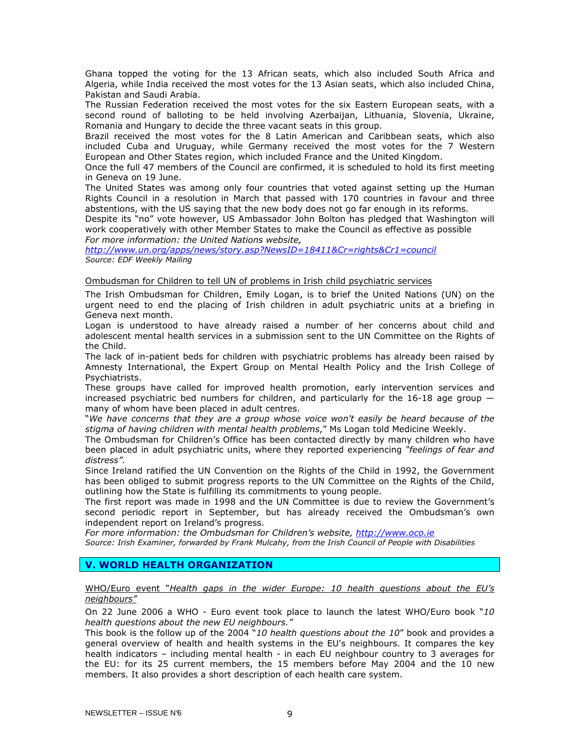Ghana topped the voting for the 13 African seats, which also included South Africa and Algeria, while India received the most votes for the 13 Asian seats, which also included China, Pakistan and Saudi Arabia.

The Russian Federation received the most votes for the six Eastern European seats, with a second round of balloting to be held involving Azerbaijan, Lithuania, Slovenia, Ukraine, Romania and Hungary to decide the three vacant seats in this group.

Brazil received the most votes for the 8 Latin American and Caribbean seats, which also included Cuba and Uruguay, while Germany received the most votes for the 7 Western European and Other States region, which included France and the United Kingdom.

Once the full 47 members of the Council are confirmed, it is scheduled to hold its first meeting in Geneva on 19 June.

The United States was among only four countries that voted against setting up the Human Rights Council in a resolution in March that passed with 170 countries in favour and three abstentions, with the US saying that the new body does not go far enough in its reforms.

Despite its "no" vote however, US Ambassador John Bolton has pledged that Washington will work cooperatively with other Member States to make the Council as effective as possible

*For more information: the United Nations website,*
*http://www.un.org/apps/news/story.asp?NewsID=18411&Cr=rights&Cr1=council*
*Source: EDF Weekly Mailing*

Ombudsman for Children to tell UN of problems in Irish child psychiatric services

The Irish Ombudsman for Children, Emily Logan, is to brief the United Nations (UN) on the urgent need to end the placing of Irish children in adult psychiatric units at a briefing in Geneva next month.

Logan is understood to have already raised a number of her concerns about child and adolescent mental health services in a submission sent to the UN Committee on the Rights of the Child.

The lack of in-patient beds for children with psychiatric problems has already been raised by Amnesty International, the Expert Group on Mental Health Policy and the Irish College of Psychiatrists.

These groups have called for improved health promotion, early intervention services and increased psychiatric bed numbers for children, and particularly for the 16-18 age group — many of whom have been placed in adult centres.

"*We have concerns that they are a group whose voice won't easily be heard because of the stigma of having children with mental health problems*," Ms Logan told Medicine Weekly.

The Ombudsman for Children's Office has been contacted directly by many children who have been placed in adult psychiatric units, where they reported experiencing *"feelings of fear and distress"*.

Since Ireland ratified the UN Convention on the Rights of the Child in 1992, the Government has been obliged to submit progress reports to the UN Committee on the Rights of the Child, outlining how the State is fulfilling its commitments to young people.

The first report was made in 1998 and the UN Committee is due to review the Government's second periodic report in September, but has already received the Ombudsman's own independent report on Ireland's progress.

*For more information: the Ombudsman for Children's website, http://www.oco.ie*
*Source: Irish Examiner, forwarded by Frank Mulcahy, from the Irish Council of People with Disabilities*

## V. WORLD HEALTH ORGANIZATION

WHO/Euro event "*Health gaps in the wider Europe: 10 health questions about the EU's neighbours"*

On 22 June 2006 a WHO - Euro event took place to launch the latest WHO/Euro book "*10 health questions about the new EU neighbours."*

This book is the follow up of the 2004 "*10 health questions about the 10*" book and provides a general overview of health and health systems in the EU's neighbours. It compares the key health indicators – including mental health - in each EU neighbour country to 3 averages for the EU: for its 25 current members, the 15 members before May 2004 and the 10 new members. It also provides a short description of each health care system.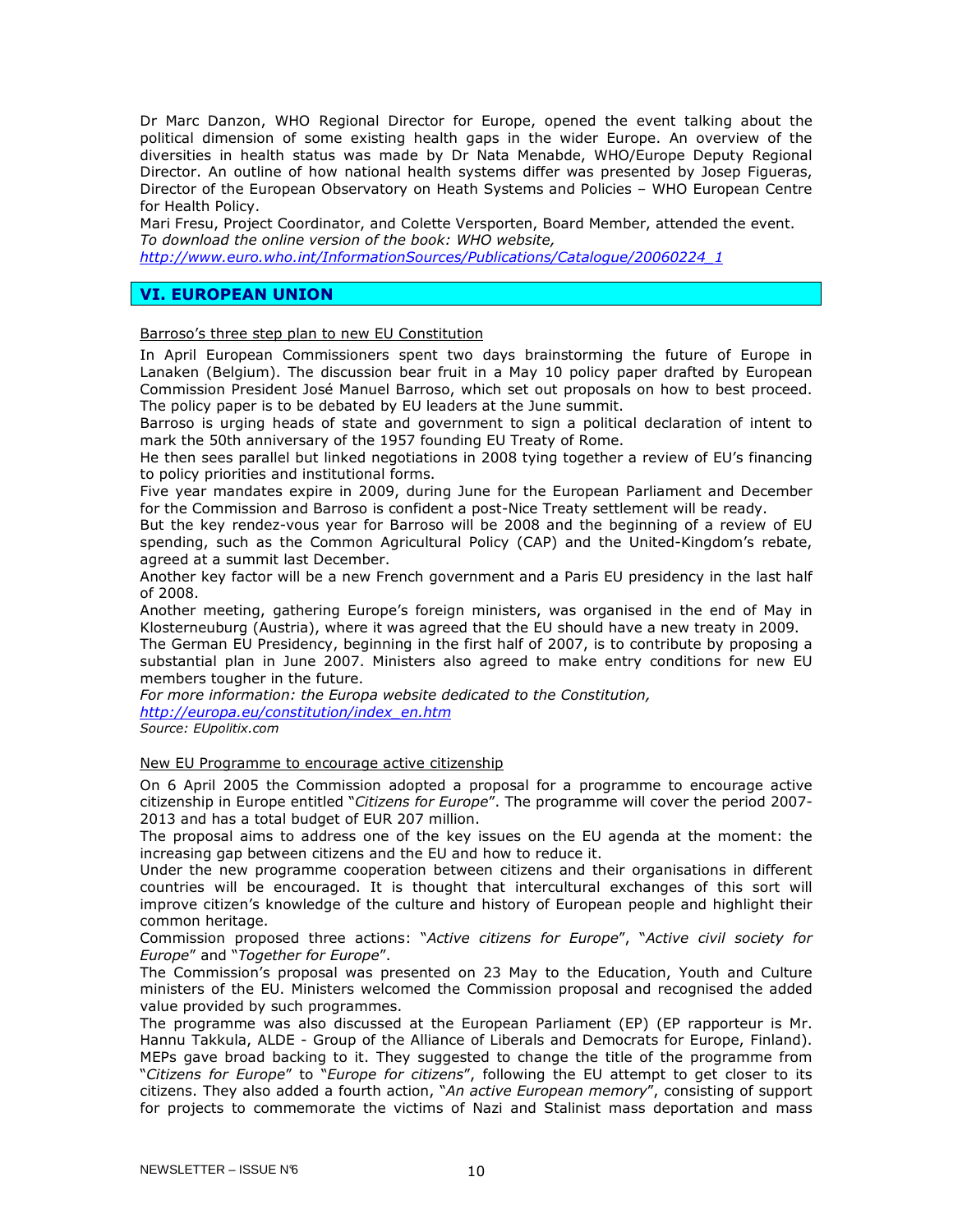Dr Marc Danzon, WHO Regional Director for Europe, opened the event talking about the political dimension of some existing health gaps in the wider Europe. An overview of the diversities in health status was made by Dr Nata Menabde, WHO/Europe Deputy Regional Director. An outline of how national health systems differ was presented by Josep Figueras, Director of the European Observatory on Heath Systems and Policies – WHO European Centre for Health Policy.

Mari Fresu, Project Coordinator, and Colette Versporten, Board Member, attended the event.
*To download the online version of the book: WHO website,*
*http://www.euro.who.int/InformationSources/Publications/Catalogue/20060224_1*

## VI. EUROPEAN UNION

Barroso's three step plan to new EU Constitution

In April European Commissioners spent two days brainstorming the future of Europe in Lanaken (Belgium). The discussion bear fruit in a May 10 policy paper drafted by European Commission President José Manuel Barroso, which set out proposals on how to best proceed. The policy paper is to be debated by EU leaders at the June summit.

Barroso is urging heads of state and government to sign a political declaration of intent to mark the 50th anniversary of the 1957 founding EU Treaty of Rome.

He then sees parallel but linked negotiations in 2008 tying together a review of EU's financing to policy priorities and institutional forms.

Five year mandates expire in 2009, during June for the European Parliament and December for the Commission and Barroso is confident a post-Nice Treaty settlement will be ready.

But the key rendez-vous year for Barroso will be 2008 and the beginning of a review of EU spending, such as the Common Agricultural Policy (CAP) and the United-Kingdom's rebate, agreed at a summit last December.

Another key factor will be a new French government and a Paris EU presidency in the last half of 2008.

Another meeting, gathering Europe's foreign ministers, was organised in the end of May in Klosterneuburg (Austria), where it was agreed that the EU should have a new treaty in 2009.

The German EU Presidency, beginning in the first half of 2007, is to contribute by proposing a substantial plan in June 2007. Ministers also agreed to make entry conditions for new EU members tougher in the future.

*For more information: the Europa website dedicated to the Constitution,*
*http://europa.eu/constitution/index_en.htm*
*Source: EUpolitix.com*

New EU Programme to encourage active citizenship

On 6 April 2005 the Commission adopted a proposal for a programme to encourage active citizenship in Europe entitled "*Citizens for Europe*". The programme will cover the period 2007-2013 and has a total budget of EUR 207 million.

The proposal aims to address one of the key issues on the EU agenda at the moment: the increasing gap between citizens and the EU and how to reduce it.

Under the new programme cooperation between citizens and their organisations in different countries will be encouraged. It is thought that intercultural exchanges of this sort will improve citizen's knowledge of the culture and history of European people and highlight their common heritage.

Commission proposed three actions: "*Active citizens for Europe*", "*Active civil society for Europe*" and "*Together for Europe*".

The Commission's proposal was presented on 23 May to the Education, Youth and Culture ministers of the EU. Ministers welcomed the Commission proposal and recognised the added value provided by such programmes.

The programme was also discussed at the European Parliament (EP) (EP rapporteur is Mr. Hannu Takkula, ALDE - Group of the Alliance of Liberals and Democrats for Europe, Finland). MEPs gave broad backing to it. They suggested to change the title of the programme from "*Citizens for Europe*" to "*Europe for citizens*", following the EU attempt to get closer to its citizens. They also added a fourth action, "*An active European memory*", consisting of support for projects to commemorate the victims of Nazi and Stalinist mass deportation and mass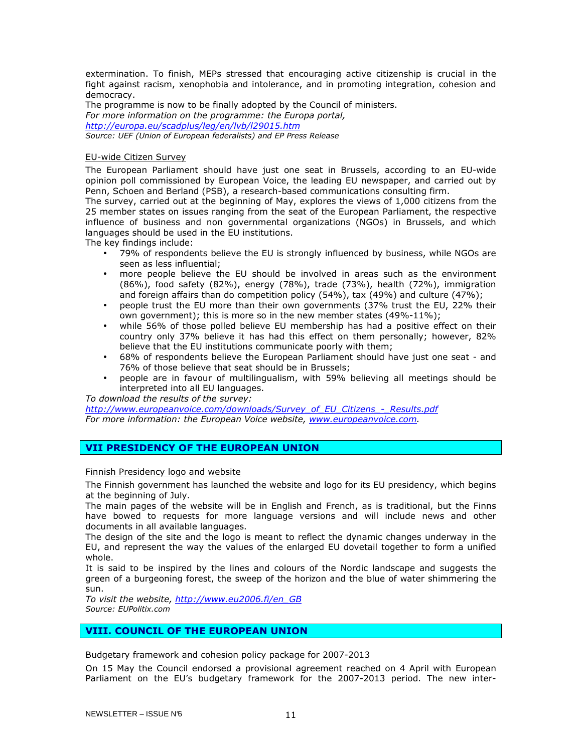extermination. To finish, MEPs stressed that encouraging active citizenship is crucial in the fight against racism, xenophobia and intolerance, and in promoting integration, cohesion and democracy.

The programme is now to be finally adopted by the Council of ministers.

*For more information on the programme: the Europa portal,*
*http://europa.eu/scadplus/leg/en/lvb/l29015.htm*

*Source: UEF (Union of European federalists) and EP Press Release*

EU-wide Citizen Survey

The European Parliament should have just one seat in Brussels, according to an EU-wide opinion poll commissioned by European Voice, the leading EU newspaper, and carried out by Penn, Schoen and Berland (PSB), a research-based communications consulting firm.

The survey, carried out at the beginning of May, explores the views of 1,000 citizens from the 25 member states on issues ranging from the seat of the European Parliament, the respective influence of business and non governmental organizations (NGOs) in Brussels, and which languages should be used in the EU institutions.

The key findings include:

- 79% of respondents believe the EU is strongly influenced by business, while NGOs are seen as less influential;
- more people believe the EU should be involved in areas such as the environment (86%), food safety (82%), energy (78%), trade (73%), health (72%), immigration and foreign affairs than do competition policy (54%), tax (49%) and culture (47%);
- people trust the EU more than their own governments (37% trust the EU, 22% their own government); this is more so in the new member states (49%-11%);
- while 56% of those polled believe EU membership has had a positive effect on their country only 37% believe it has had this effect on them personally; however, 82% believe that the EU institutions communicate poorly with them;
- 68% of respondents believe the European Parliament should have just one seat - and 76% of those believe that seat should be in Brussels;
- people are in favour of multilingualism, with 59% believing all meetings should be interpreted into all EU languages.

*To download the results of the survey:*
*http://www.europeanvoice.com/downloads/Survey_of_EU_Citizens_-_Results.pdf*
*For more information: the European Voice website, www.europeanvoice.com.*

## VII PRESIDENCY OF THE EUROPEAN UNION

Finnish Presidency logo and website

The Finnish government has launched the website and logo for its EU presidency, which begins at the beginning of July.

The main pages of the website will be in English and French, as is traditional, but the Finns have bowed to requests for more language versions and will include news and other documents in all available languages.

The design of the site and the logo is meant to reflect the dynamic changes underway in the EU, and represent the way the values of the enlarged EU dovetail together to form a unified whole.

It is said to be inspired by the lines and colours of the Nordic landscape and suggests the green of a burgeoning forest, the sweep of the horizon and the blue of water shimmering the sun.

*To visit the website, http://www.eu2006.fi/en_GB*
*Source: EUPolitix.com*

## VIII. COUNCIL OF THE EUROPEAN UNION

Budgetary framework and cohesion policy package for 2007-2013

On 15 May the Council endorsed a provisional agreement reached on 4 April with European Parliament on the EU's budgetary framework for the 2007-2013 period. The new inter-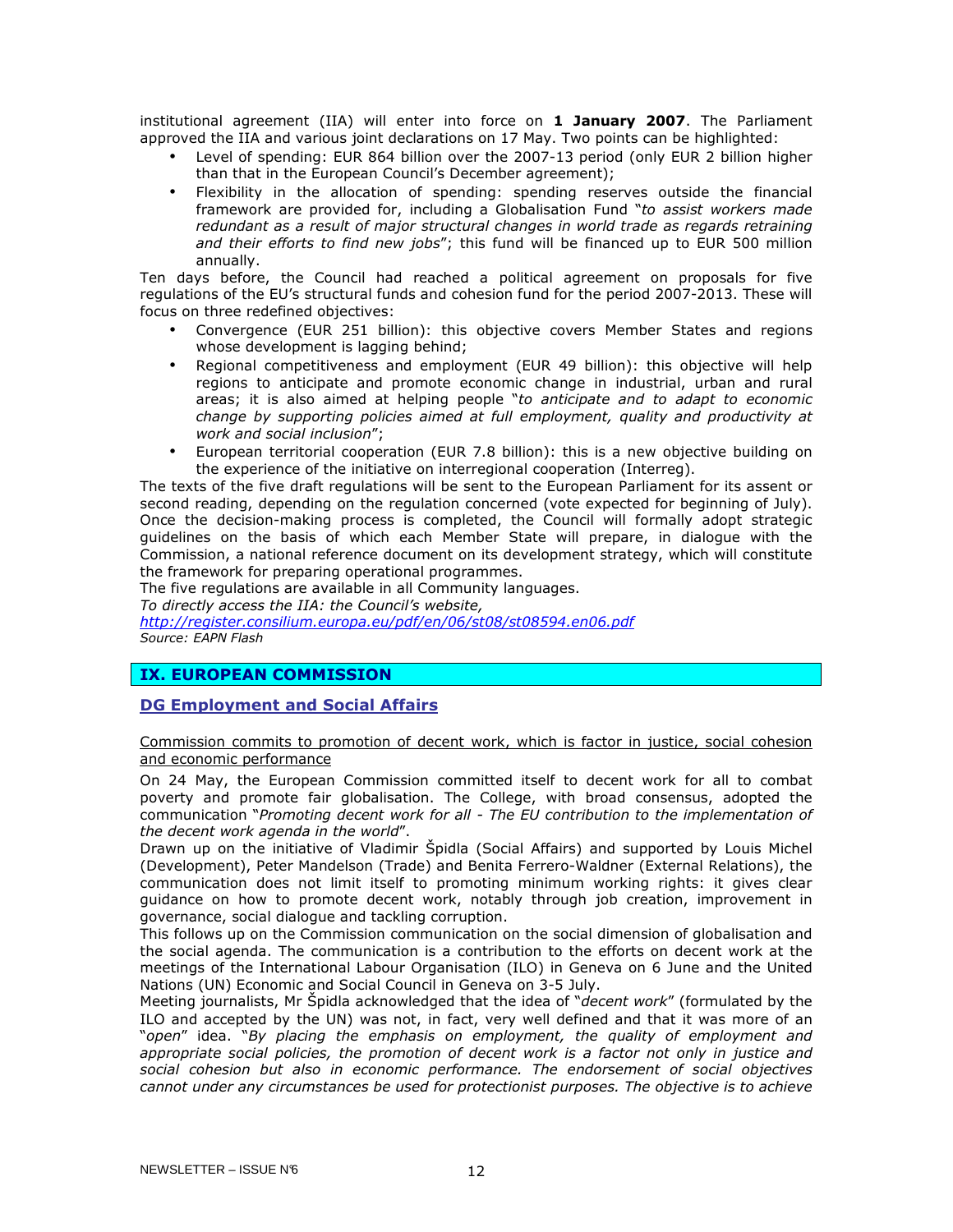institutional agreement (IIA) will enter into force on **1 January 2007**. The Parliament approved the IIA and various joint declarations on 17 May. Two points can be highlighted:

- Level of spending: EUR 864 billion over the 2007-13 period (only EUR 2 billion higher than that in the European Council's December agreement);
- Flexibility in the allocation of spending: spending reserves outside the financial framework are provided for, including a Globalisation Fund "*to assist workers made redundant as a result of major structural changes in world trade as regards retraining and their efforts to find new jobs*"; this fund will be financed up to EUR 500 million annually.

Ten days before, the Council had reached a political agreement on proposals for five regulations of the EU's structural funds and cohesion fund for the period 2007-2013. These will focus on three redefined objectives:

- Convergence (EUR 251 billion): this objective covers Member States and regions whose development is lagging behind;
- Regional competitiveness and employment (EUR 49 billion): this objective will help regions to anticipate and promote economic change in industrial, urban and rural areas; it is also aimed at helping people "*to anticipate and to adapt to economic change by supporting policies aimed at full employment, quality and productivity at work and social inclusion*";
- European territorial cooperation (EUR 7.8 billion): this is a new objective building on the experience of the initiative on interregional cooperation (Interreg).

The texts of the five draft regulations will be sent to the European Parliament for its assent or second reading, depending on the regulation concerned (vote expected for beginning of July). Once the decision-making process is completed, the Council will formally adopt strategic guidelines on the basis of which each Member State will prepare, in dialogue with the Commission, a national reference document on its development strategy, which will constitute the framework for preparing operational programmes.

The five regulations are available in all Community languages.

*To directly access the IIA: the Council's website,*
*http://register.consilium.europa.eu/pdf/en/06/st08/st08594.en06.pdf*
*Source: EAPN Flash*

## IX. EUROPEAN COMMISSION

### DG Employment and Social Affairs

Commission commits to promotion of decent work, which is factor in justice, social cohesion and economic performance

On 24 May, the European Commission committed itself to decent work for all to combat poverty and promote fair globalisation. The College, with broad consensus, adopted the communication "*Promoting decent work for all - The EU contribution to the implementation of the decent work agenda in the world*".

Drawn up on the initiative of Vladimir Špidla (Social Affairs) and supported by Louis Michel (Development), Peter Mandelson (Trade) and Benita Ferrero-Waldner (External Relations), the communication does not limit itself to promoting minimum working rights: it gives clear guidance on how to promote decent work, notably through job creation, improvement in governance, social dialogue and tackling corruption.

This follows up on the Commission communication on the social dimension of globalisation and the social agenda. The communication is a contribution to the efforts on decent work at the meetings of the International Labour Organisation (ILO) in Geneva on 6 June and the United Nations (UN) Economic and Social Council in Geneva on 3-5 July.

Meeting journalists, Mr Špidla acknowledged that the idea of "*decent work*" (formulated by the ILO and accepted by the UN) was not, in fact, very well defined and that it was more of an "*open*" idea. "*By placing the emphasis on employment, the quality of employment and appropriate social policies, the promotion of decent work is a factor not only in justice and social cohesion but also in economic performance. The endorsement of social objectives cannot under any circumstances be used for protectionist purposes. The objective is to achieve*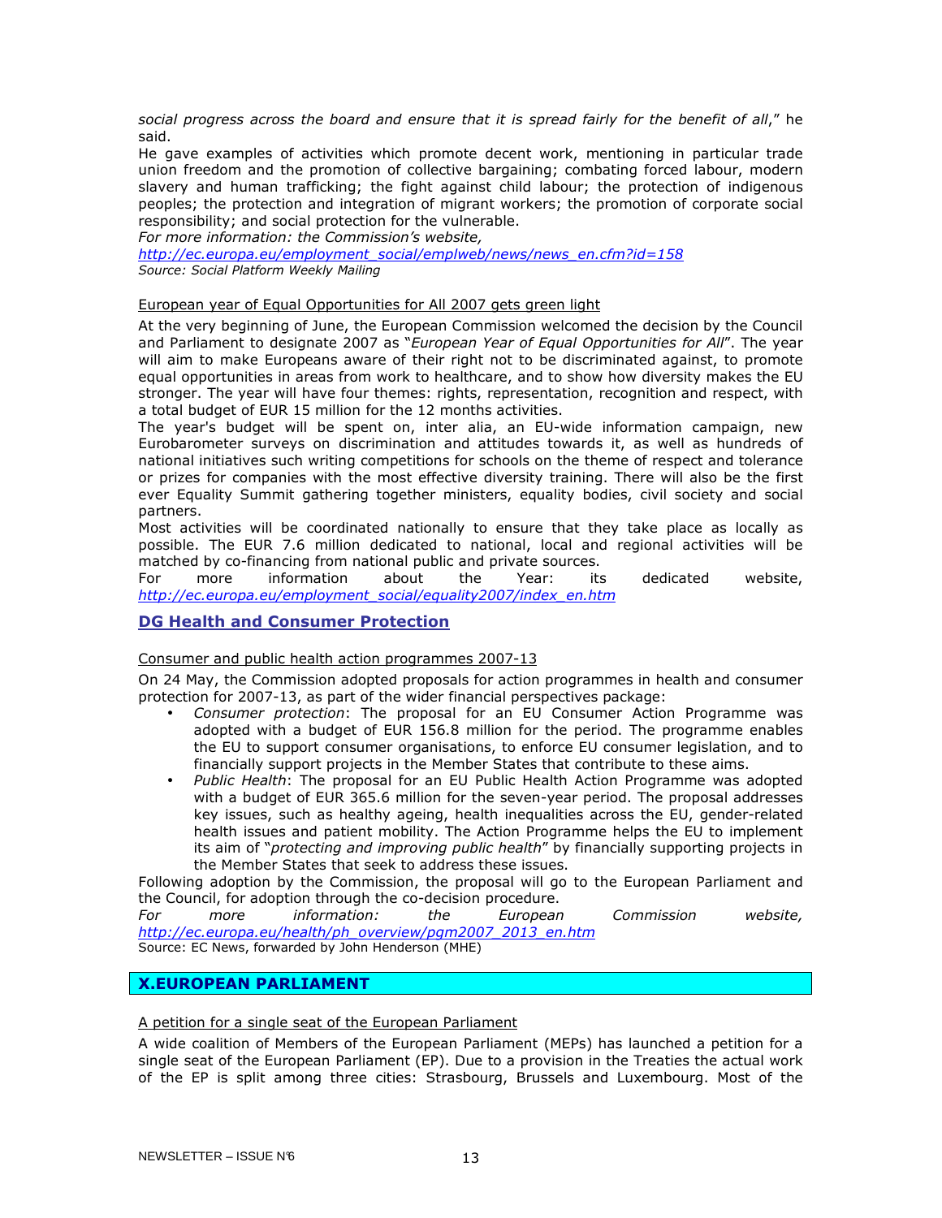*social progress across the board and ensure that it is spread fairly for the benefit of all*," he said.

He gave examples of activities which promote decent work, mentioning in particular trade union freedom and the promotion of collective bargaining; combating forced labour, modern slavery and human trafficking; the fight against child labour; the protection of indigenous peoples; the protection and integration of migrant workers; the promotion of corporate social responsibility; and social protection for the vulnerable.

*For more information: the Commission's website,*
*http://ec.europa.eu/employment_social/emplweb/news/news_en.cfm?id=158*
*Source: Social Platform Weekly Mailing*

European year of Equal Opportunities for All 2007 gets green light

At the very beginning of June, the European Commission welcomed the decision by the Council and Parliament to designate 2007 as "*European Year of Equal Opportunities for All*". The year will aim to make Europeans aware of their right not to be discriminated against, to promote equal opportunities in areas from work to healthcare, and to show how diversity makes the EU stronger. The year will have four themes: rights, representation, recognition and respect, with a total budget of EUR 15 million for the 12 months activities.

The year's budget will be spent on, inter alia, an EU-wide information campaign, new Eurobarometer surveys on discrimination and attitudes towards it, as well as hundreds of national initiatives such writing competitions for schools on the theme of respect and tolerance or prizes for companies with the most effective diversity training. There will also be the first ever Equality Summit gathering together ministers, equality bodies, civil society and social partners.

Most activities will be coordinated nationally to ensure that they take place as locally as possible. The EUR 7.6 million dedicated to national, local and regional activities will be matched by co-financing from national public and private sources.

For more information about the Year: its dedicated website, *http://ec.europa.eu/employment_social/equality2007/index_en.htm*

## DG Health and Consumer Protection

Consumer and public health action programmes 2007-13

On 24 May, the Commission adopted proposals for action programmes in health and consumer protection for 2007-13, as part of the wider financial perspectives package:

- *Consumer protection*: The proposal for an EU Consumer Action Programme was adopted with a budget of EUR 156.8 million for the period. The programme enables the EU to support consumer organisations, to enforce EU consumer legislation, and to financially support projects in the Member States that contribute to these aims.
- *Public Health*: The proposal for an EU Public Health Action Programme was adopted with a budget of EUR 365.6 million for the seven-year period. The proposal addresses key issues, such as healthy ageing, health inequalities across the EU, gender-related health issues and patient mobility. The Action Programme helps the EU to implement its aim of "*protecting and improving public health*" by financially supporting projects in the Member States that seek to address these issues.

Following adoption by the Commission, the proposal will go to the European Parliament and the Council, for adoption through the co-decision procedure.

*For more information: the European Commission website, http://ec.europa.eu/health/ph_overview/pgm2007_2013_en.htm*
Source: EC News, forwarded by John Henderson (MHE)

# X.EUROPEAN PARLIAMENT

A petition for a single seat of the European Parliament

A wide coalition of Members of the European Parliament (MEPs) has launched a petition for a single seat of the European Parliament (EP). Due to a provision in the Treaties the actual work of the EP is split among three cities: Strasbourg, Brussels and Luxembourg. Most of the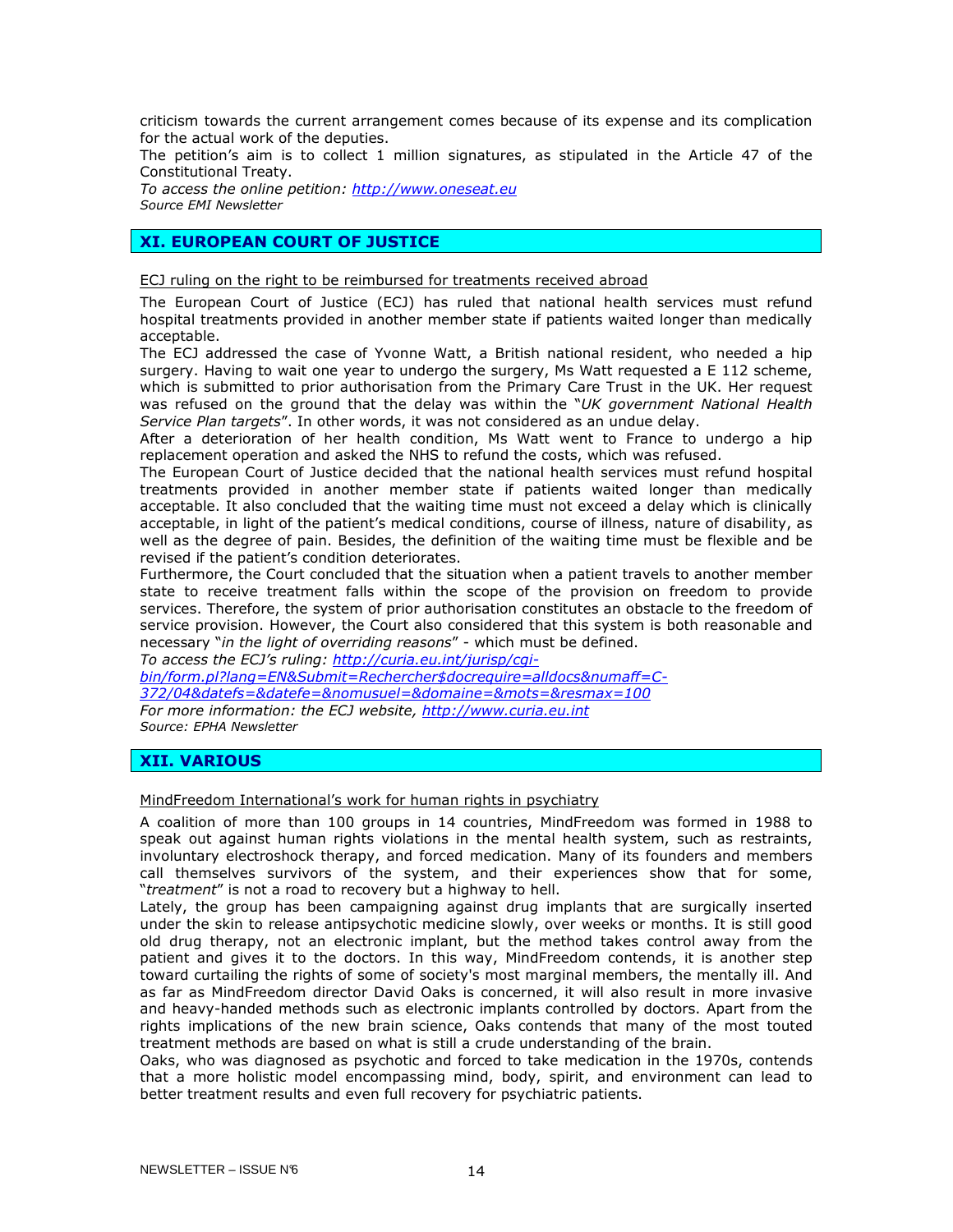criticism towards the current arrangement comes because of its expense and its complication for the actual work of the deputies.

The petition's aim is to collect 1 million signatures, as stipulated in the Article 47 of the Constitutional Treaty.

*To access the online petition: [http://www.oneseat.eu](http://www.oneseat.eu)*
*Source EMI Newsletter*

## XI. EUROPEAN COURT OF JUSTICE

ECJ ruling on the right to be reimbursed for treatments received abroad

The European Court of Justice (ECJ) has ruled that national health services must refund hospital treatments provided in another member state if patients waited longer than medically acceptable.

The ECJ addressed the case of Yvonne Watt, a British national resident, who needed a hip surgery. Having to wait one year to undergo the surgery, Ms Watt requested a E 112 scheme, which is submitted to prior authorisation from the Primary Care Trust in the UK. Her request was refused on the ground that the delay was within the "*UK government National Health Service Plan targets*". In other words, it was not considered as an undue delay.

After a deterioration of her health condition, Ms Watt went to France to undergo a hip replacement operation and asked the NHS to refund the costs, which was refused.

The European Court of Justice decided that the national health services must refund hospital treatments provided in another member state if patients waited longer than medically acceptable. It also concluded that the waiting time must not exceed a delay which is clinically acceptable, in light of the patient's medical conditions, course of illness, nature of disability, as well as the degree of pain. Besides, the definition of the waiting time must be flexible and be revised if the patient's condition deteriorates.

Furthermore, the Court concluded that the situation when a patient travels to another member state to receive treatment falls within the scope of the provision on freedom to provide services. Therefore, the system of prior authorisation constitutes an obstacle to the freedom of service provision. However, the Court also considered that this system is both reasonable and necessary "*in the light of overriding reasons*" - which must be defined.

*To access the ECJ's ruling: [http://curia.eu.int/jurisp/cgi-bin/form.pl?lang=EN&Submit=Rechercher$docrequire=alldocs&numaff=C-372/04&datefs=&datefe=&nomusuel=&domaine=&mots=&resmax=100](http://curia.eu.int/jurisp/cgi-bin/form.pl?lang=EN&Submit=Rechercher$docrequire=alldocs&numaff=C-372/04&datefs=&datefe=&nomusuel=&domaine=&mots=&resmax=100)*
*For more information: the ECJ website, [http://www.curia.eu.int](http://www.curia.eu.int)*
*Source: EPHA Newsletter*

## XII. VARIOUS

MindFreedom International's work for human rights in psychiatry

A coalition of more than 100 groups in 14 countries, MindFreedom was formed in 1988 to speak out against human rights violations in the mental health system, such as restraints, involuntary electroshock therapy, and forced medication. Many of its founders and members call themselves survivors of the system, and their experiences show that for some, "*treatment*" is not a road to recovery but a highway to hell.

Lately, the group has been campaigning against drug implants that are surgically inserted under the skin to release antipsychotic medicine slowly, over weeks or months. It is still good old drug therapy, not an electronic implant, but the method takes control away from the patient and gives it to the doctors. In this way, MindFreedom contends, it is another step toward curtailing the rights of some of society's most marginal members, the mentally ill. And as far as MindFreedom director David Oaks is concerned, it will also result in more invasive and heavy-handed methods such as electronic implants controlled by doctors. Apart from the rights implications of the new brain science, Oaks contends that many of the most touted treatment methods are based on what is still a crude understanding of the brain.

Oaks, who was diagnosed as psychotic and forced to take medication in the 1970s, contends that a more holistic model encompassing mind, body, spirit, and environment can lead to better treatment results and even full recovery for psychiatric patients.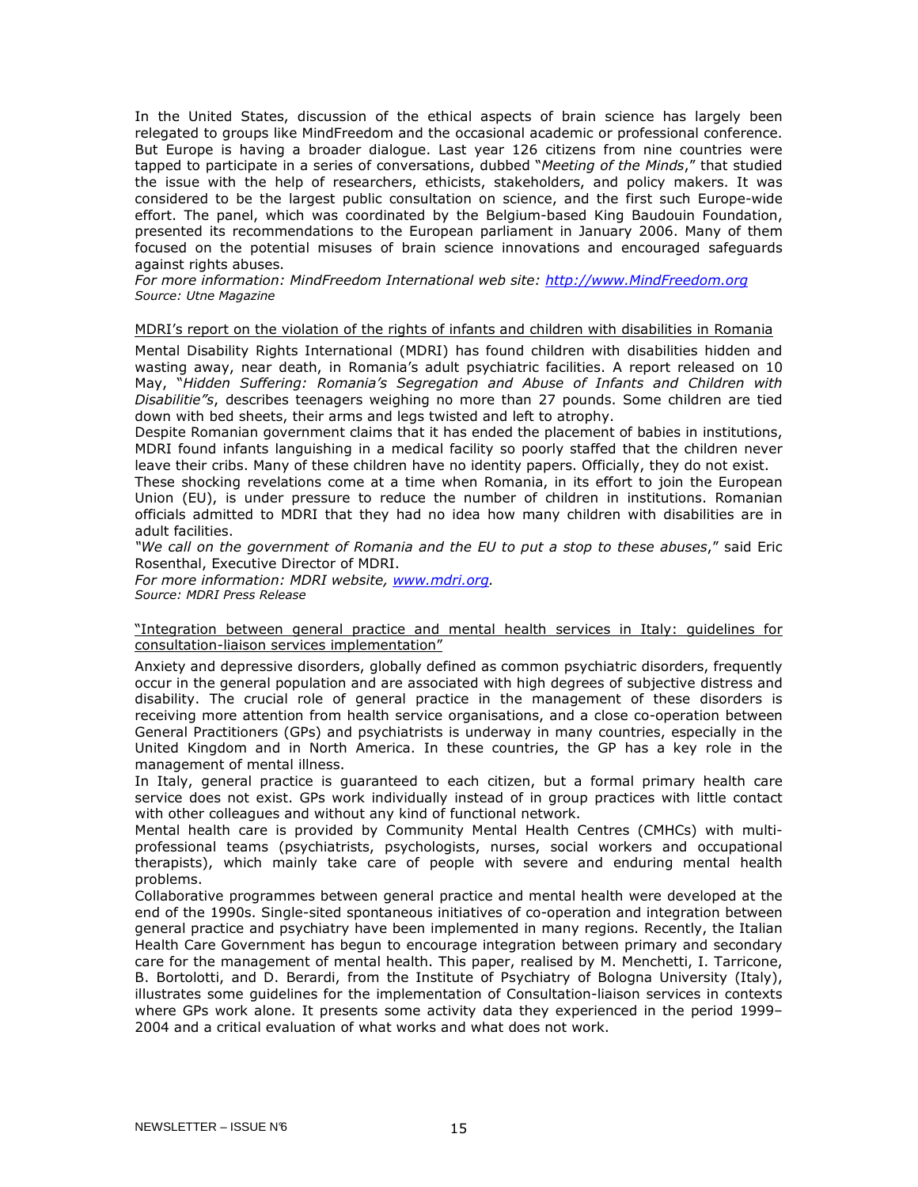In the United States, discussion of the ethical aspects of brain science has largely been relegated to groups like MindFreedom and the occasional academic or professional conference. But Europe is having a broader dialogue. Last year 126 citizens from nine countries were tapped to participate in a series of conversations, dubbed "*Meeting of the Minds*," that studied the issue with the help of researchers, ethicists, stakeholders, and policy makers. It was considered to be the largest public consultation on science, and the first such Europe-wide effort. The panel, which was coordinated by the Belgium-based King Baudouin Foundation, presented its recommendations to the European parliament in January 2006. Many of them focused on the potential misuses of brain science innovations and encouraged safeguards against rights abuses.

*For more information: MindFreedom International web site: [http://www.MindFreedom.org](http://www.MindFreedom.org)*
*Source: Utne Magazine*

<u>MDRI's report on the violation of the rights of infants and children with disabilities in Romania</u>

Mental Disability Rights International (MDRI) has found children with disabilities hidden and wasting away, near death, in Romania's adult psychiatric facilities. A report released on 10 May, "*Hidden Suffering: Romania's Segregation and Abuse of Infants and Children with Disabilitie"s*, describes teenagers weighing no more than 27 pounds. Some children are tied down with bed sheets, their arms and legs twisted and left to atrophy.

Despite Romanian government claims that it has ended the placement of babies in institutions, MDRI found infants languishing in a medical facility so poorly staffed that the children never leave their cribs. Many of these children have no identity papers. Officially, they do not exist.

These shocking revelations come at a time when Romania, in its effort to join the European Union (EU), is under pressure to reduce the number of children in institutions. Romanian officials admitted to MDRI that they had no idea how many children with disabilities are in adult facilities.

*"We call on the government of Romania and the EU to put a stop to these abuses*," said Eric Rosenthal, Executive Director of MDRI.

*For more information: MDRI website, [www.mdri.org](http://www.mdri.org).*
*Source: MDRI Press Release*

<u>"Integration between general practice and mental health services in Italy: guidelines for consultation-liaison services implementation"</u>

Anxiety and depressive disorders, globally defined as common psychiatric disorders, frequently occur in the general population and are associated with high degrees of subjective distress and disability. The crucial role of general practice in the management of these disorders is receiving more attention from health service organisations, and a close co-operation between General Practitioners (GPs) and psychiatrists is underway in many countries, especially in the United Kingdom and in North America. In these countries, the GP has a key role in the management of mental illness.

In Italy, general practice is guaranteed to each citizen, but a formal primary health care service does not exist. GPs work individually instead of in group practices with little contact with other colleagues and without any kind of functional network.

Mental health care is provided by Community Mental Health Centres (CMHCs) with multi-professional teams (psychiatrists, psychologists, nurses, social workers and occupational therapists), which mainly take care of people with severe and enduring mental health problems.

Collaborative programmes between general practice and mental health were developed at the end of the 1990s. Single-sited spontaneous initiatives of co-operation and integration between general practice and psychiatry have been implemented in many regions. Recently, the Italian Health Care Government has begun to encourage integration between primary and secondary care for the management of mental health. This paper, realised by M. Menchetti, I. Tarricone, B. Bortolotti, and D. Berardi, from the Institute of Psychiatry of Bologna University (Italy), illustrates some guidelines for the implementation of Consultation-liaison services in contexts where GPs work alone. It presents some activity data they experienced in the period 1999–2004 and a critical evaluation of what works and what does not work.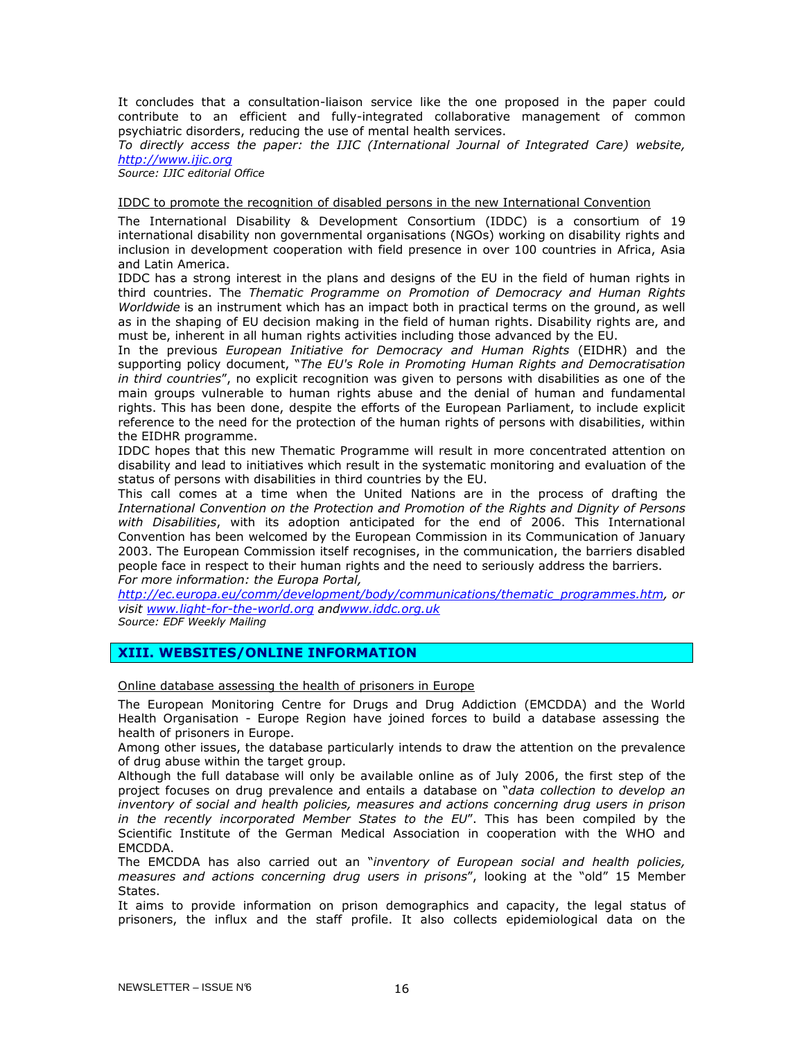It concludes that a consultation-liaison service like the one proposed in the paper could contribute to an efficient and fully-integrated collaborative management of common psychiatric disorders, reducing the use of mental health services.

*To directly access the paper: the IJIC (International Journal of Integrated Care) website, http://www.ijic.org*

*Source: IJIC editorial Office*

IDDC to promote the recognition of disabled persons in the new International Convention

The International Disability & Development Consortium (IDDC) is a consortium of 19 international disability non governmental organisations (NGOs) working on disability rights and inclusion in development cooperation with field presence in over 100 countries in Africa, Asia and Latin America.

IDDC has a strong interest in the plans and designs of the EU in the field of human rights in third countries. The *Thematic Programme on Promotion of Democracy and Human Rights Worldwide* is an instrument which has an impact both in practical terms on the ground, as well as in the shaping of EU decision making in the field of human rights. Disability rights are, and must be, inherent in all human rights activities including those advanced by the EU.

In the previous *European Initiative for Democracy and Human Rights* (EIDHR) and the supporting policy document, "*The EU's Role in Promoting Human Rights and Democratisation in third countries*", no explicit recognition was given to persons with disabilities as one of the main groups vulnerable to human rights abuse and the denial of human and fundamental rights. This has been done, despite the efforts of the European Parliament, to include explicit reference to the need for the protection of the human rights of persons with disabilities, within the EIDHR programme.

IDDC hopes that this new Thematic Programme will result in more concentrated attention on disability and lead to initiatives which result in the systematic monitoring and evaluation of the status of persons with disabilities in third countries by the EU.

This call comes at a time when the United Nations are in the process of drafting the *International Convention on the Protection and Promotion of the Rights and Dignity of Persons with Disabilities*, with its adoption anticipated for the end of 2006. This International Convention has been welcomed by the European Commission in its Communication of January 2003. The European Commission itself recognises, in the communication, the barriers disabled people face in respect to their human rights and the need to seriously address the barriers.

*For more information: the Europa Portal, http://ec.europa.eu/comm/development/body/communications/thematic_programmes.htm, or visit www.light-for-the-world.org andwww.iddc.org.uk*

*Source: EDF Weekly Mailing*

## XIII. WEBSITES/ONLINE INFORMATION

Online database assessing the health of prisoners in Europe

The European Monitoring Centre for Drugs and Drug Addiction (EMCDDA) and the World Health Organisation - Europe Region have joined forces to build a database assessing the health of prisoners in Europe.

Among other issues, the database particularly intends to draw the attention on the prevalence of drug abuse within the target group.

Although the full database will only be available online as of July 2006, the first step of the project focuses on drug prevalence and entails a database on "*data collection to develop an inventory of social and health policies, measures and actions concerning drug users in prison in the recently incorporated Member States to the EU*". This has been compiled by the Scientific Institute of the German Medical Association in cooperation with the WHO and EMCDDA.

The EMCDDA has also carried out an "*inventory of European social and health policies, measures and actions concerning drug users in prisons*", looking at the "old" 15 Member States.

It aims to provide information on prison demographics and capacity, the legal status of prisoners, the influx and the staff profile. It also collects epidemiological data on the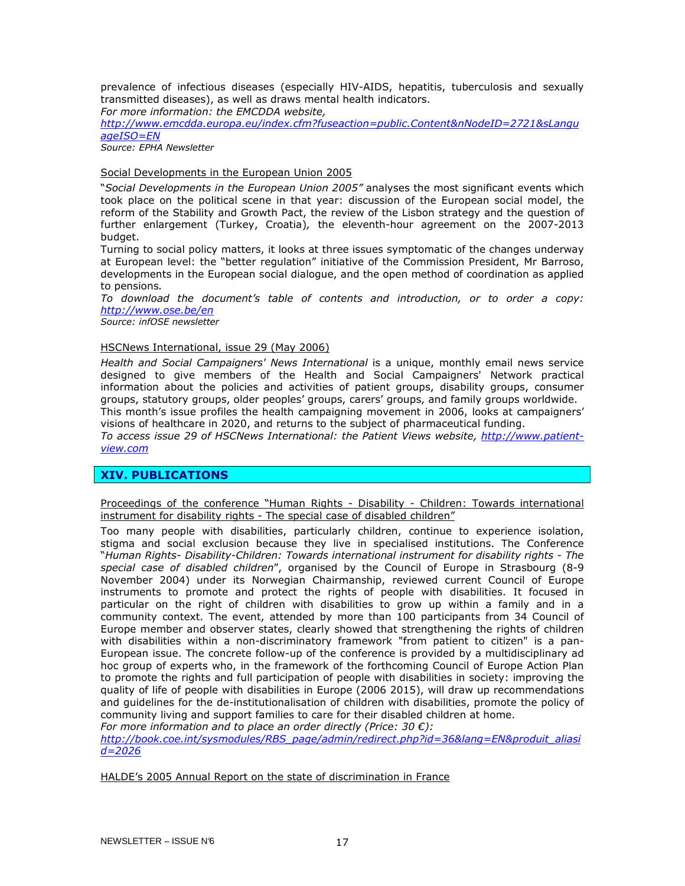prevalence of infectious diseases (especially HIV-AIDS, hepatitis, tuberculosis and sexually transmitted diseases), as well as draws mental health indicators.

*For more information: the EMCDDA website,* *http://www.emcdda.europa.eu/index.cfm?fuseaction=public.Content&nNodeID=2721&sLanguageISO=EN*

*Source: EPHA Newsletter*

Social Developments in the European Union 2005

"*Social Developments in the European Union 2005"* analyses the most significant events which took place on the political scene in that year: discussion of the European social model, the reform of the Stability and Growth Pact, the review of the Lisbon strategy and the question of further enlargement (Turkey, Croatia)*,* the eleventh-hour agreement on the 2007-2013 budget.

Turning to social policy matters, it looks at three issues symptomatic of the changes underway at European level: the "better regulation" initiative of the Commission President, Mr Barroso, developments in the European social dialogue, and the open method of coordination as applied to pensions*.*

*To download the document's table of contents and introduction, or to order a copy: http://www.ose.be/en*

*Source: infOSE newsletter*

HSCNews International, issue 29 (May 2006)

*Health and Social Campaigners' News International* is a unique, monthly email news service designed to give members of the Health and Social Campaigners' Network practical information about the policies and activities of patient groups, disability groups, consumer groups, statutory groups, older peoples' groups, carers' groups, and family groups worldwide.

This month's issue profiles the health campaigning movement in 2006, looks at campaigners' visions of healthcare in 2020, and returns to the subject of pharmaceutical funding.

*To access issue 29 of HSCNews International: the Patient Views website, http://www.patient-view.com*

## XIV. PUBLICATIONS

Proceedings of the conference "Human Rights - Disability - Children: Towards international instrument for disability rights - The special case of disabled children"

Too many people with disabilities, particularly children, continue to experience isolation, stigma and social exclusion because they live in specialised institutions. The Conference "*Human Rights- Disability-Children: Towards international instrument for disability rights - The special case of disabled children*", organised by the Council of Europe in Strasbourg (8-9 November 2004) under its Norwegian Chairmanship, reviewed current Council of Europe instruments to promote and protect the rights of people with disabilities. It focused in particular on the right of children with disabilities to grow up within a family and in a community context. The event, attended by more than 100 participants from 34 Council of Europe member and observer states, clearly showed that strengthening the rights of children with disabilities within a non-discriminatory framework "from patient to citizen" is a pan-European issue. The concrete follow-up of the conference is provided by a multidisciplinary ad hoc group of experts who, in the framework of the forthcoming Council of Europe Action Plan to promote the rights and full participation of people with disabilities in society: improving the quality of life of people with disabilities in Europe (2006 2015), will draw up recommendations and guidelines for the de-institutionalisation of children with disabilities, promote the policy of community living and support families to care for their disabled children at home.

*For more information and to place an order directly (Price: 30 €):* *http://book.coe.int/sysmodules/RBS_page/admin/redirect.php?id=36&lang=EN&produit_aliasid=2026*

HALDE's 2005 Annual Report on the state of discrimination in France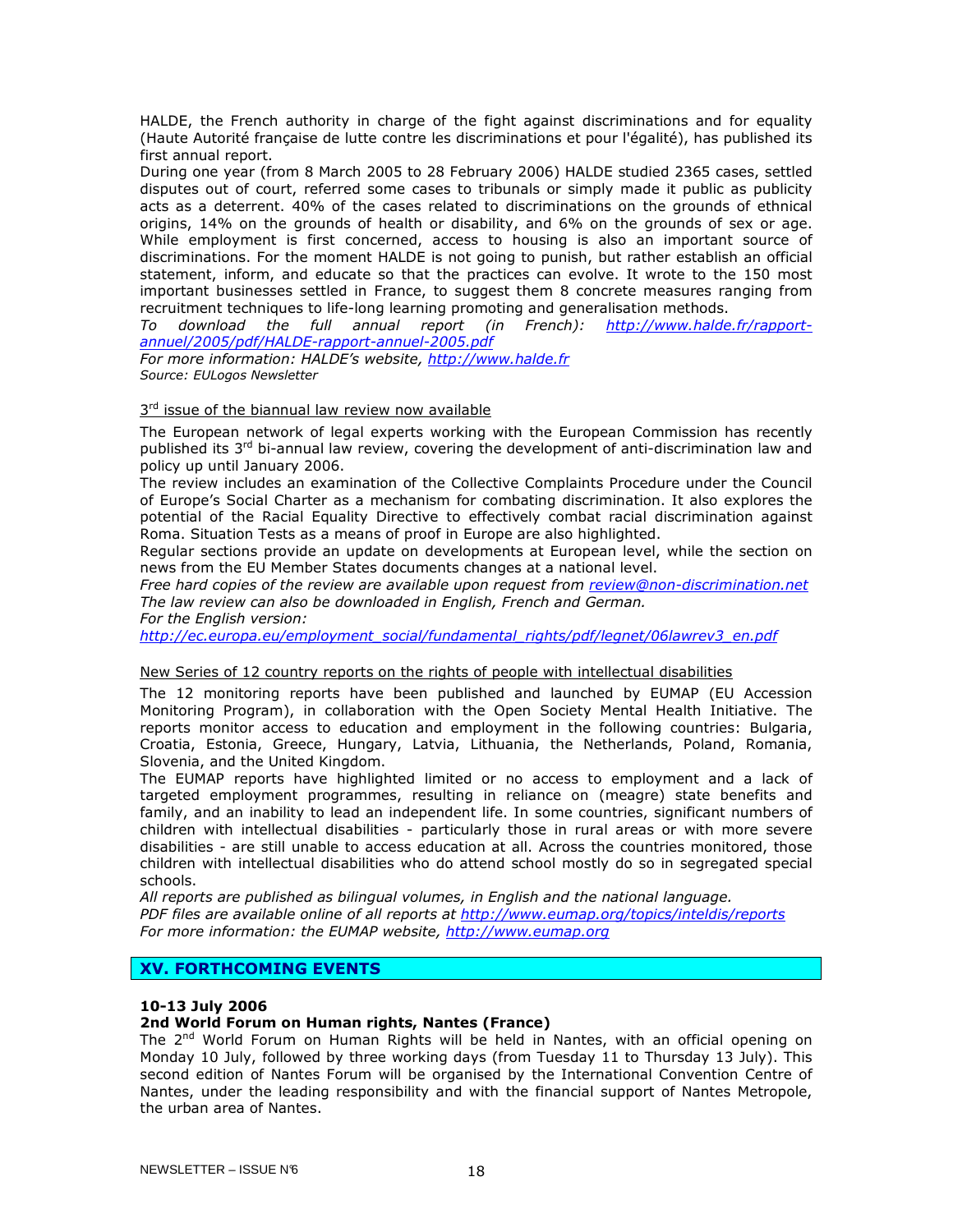HALDE, the French authority in charge of the fight against discriminations and for equality (Haute Autorité française de lutte contre les discriminations et pour l'égalité), has published its first annual report.

During one year (from 8 March 2005 to 28 February 2006) HALDE studied 2365 cases, settled disputes out of court, referred some cases to tribunals or simply made it public as publicity acts as a deterrent. 40% of the cases related to discriminations on the grounds of ethnical origins, 14% on the grounds of health or disability, and 6% on the grounds of sex or age. While employment is first concerned, access to housing is also an important source of discriminations. For the moment HALDE is not going to punish, but rather establish an official statement, inform, and educate so that the practices can evolve. It wrote to the 150 most important businesses settled in France, to suggest them 8 concrete measures ranging from recruitment techniques to life-long learning promoting and generalisation methods.

*To download the full annual report (in French): http://www.halde.fr/rapport-annuel/2005/pdf/HALDE-rapport-annuel-2005.pdf*

*For more information: HALDE's website, http://www.halde.fr*

*Source: EULogos Newsletter*

3rd issue of the biannual law review now available

The European network of legal experts working with the European Commission has recently published its 3rd bi-annual law review, covering the development of anti-discrimination law and policy up until January 2006.

The review includes an examination of the Collective Complaints Procedure under the Council of Europe's Social Charter as a mechanism for combating discrimination. It also explores the potential of the Racial Equality Directive to effectively combat racial discrimination against Roma. Situation Tests as a means of proof in Europe are also highlighted.

Regular sections provide an update on developments at European level, while the section on news from the EU Member States documents changes at a national level.

*Free hard copies of the review are available upon request from review@non-discrimination.net*

*The law review can also be downloaded in English, French and German.*

*For the English version:*

*http://ec.europa.eu/employment_social/fundamental_rights/pdf/legnet/06lawrev3_en.pdf*

New Series of 12 country reports on the rights of people with intellectual disabilities

The 12 monitoring reports have been published and launched by EUMAP (EU Accession Monitoring Program), in collaboration with the Open Society Mental Health Initiative. The reports monitor access to education and employment in the following countries: Bulgaria, Croatia, Estonia, Greece, Hungary, Latvia, Lithuania, the Netherlands, Poland, Romania, Slovenia, and the United Kingdom.

The EUMAP reports have highlighted limited or no access to employment and a lack of targeted employment programmes, resulting in reliance on (meagre) state benefits and family, and an inability to lead an independent life. In some countries, significant numbers of children with intellectual disabilities - particularly those in rural areas or with more severe disabilities - are still unable to access education at all. Across the countries monitored, those children with intellectual disabilities who do attend school mostly do so in segregated special schools.

*All reports are published as bilingual volumes, in English and the national language.*

*PDF files are available online of all reports at http://www.eumap.org/topics/inteldis/reports*

*For more information: the EUMAP website, http://www.eumap.org*

## XV. FORTHCOMING EVENTS

**10-13 July 2006**

**2nd World Forum on Human rights, Nantes (France)**

The 2nd World Forum on Human Rights will be held in Nantes, with an official opening on Monday 10 July, followed by three working days (from Tuesday 11 to Thursday 13 July). This second edition of Nantes Forum will be organised by the International Convention Centre of Nantes, under the leading responsibility and with the financial support of Nantes Metropole, the urban area of Nantes.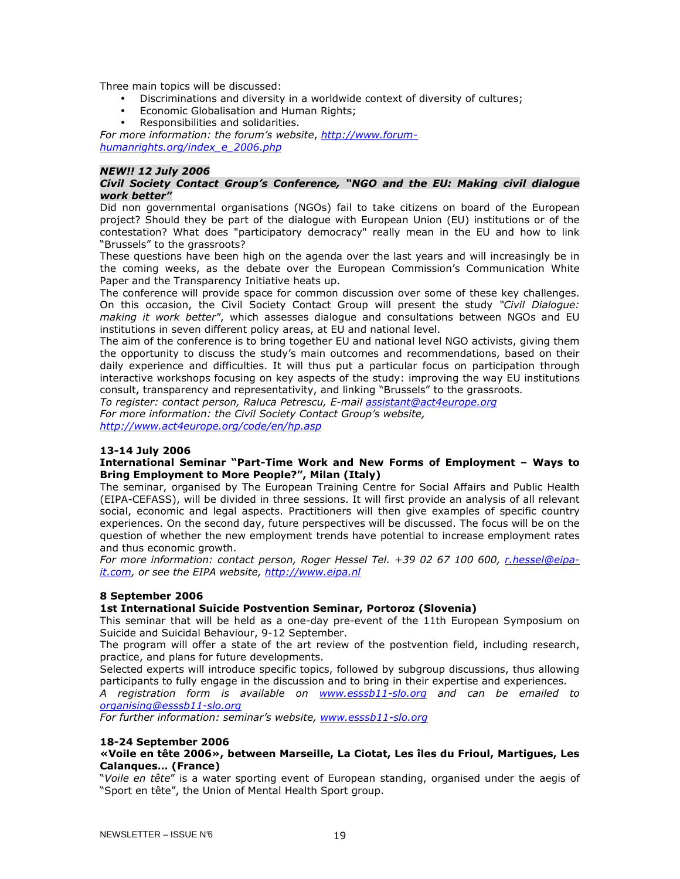Three main topics will be discussed:

- Discriminations and diversity in a worldwide context of diversity of cultures;
- Economic Globalisation and Human Rights;
- Responsibilities and solidarities.

*For more information: the forum's website, [http://www.forum-humanrights.org/index_e_2006.php](http://www.forum-humanrights.org/index_e_2006.php)*

***NEW!! 12 July 2006***

***Civil Society Contact Group's Conference, "NGO and the EU: Making civil dialogue work better"***

Did non governmental organisations (NGOs) fail to take citizens on board of the European project? Should they be part of the dialogue with European Union (EU) institutions or of the contestation? What does "participatory democracy" really mean in the EU and how to link "Brussels" to the grassroots?

These questions have been high on the agenda over the last years and will increasingly be in the coming weeks, as the debate over the European Commission's Communication White Paper and the Transparency Initiative heats up.

The conference will provide space for common discussion over some of these key challenges. On this occasion, the Civil Society Contact Group will present the study *"Civil Dialogue: making it work better"*, which assesses dialogue and consultations between NGOs and EU institutions in seven different policy areas, at EU and national level.

The aim of the conference is to bring together EU and national level NGO activists, giving them the opportunity to discuss the study's main outcomes and recommendations, based on their daily experience and difficulties. It will thus put a particular focus on participation through interactive workshops focusing on key aspects of the study: improving the way EU institutions consult, transparency and representativity, and linking "Brussels" to the grassroots.

*To register: contact person, Raluca Petrescu, E-mail [assistant@act4europe.org](mailto:assistant@act4europe.org)*
*For more information: the Civil Society Contact Group's website, [http://www.act4europe.org/code/en/hp.asp](http://www.act4europe.org/code/en/hp.asp)*

**13-14 July 2006**

**International Seminar "Part-Time Work and New Forms of Employment – Ways to Bring Employment to More People?", Milan (Italy)**

The seminar, organised by The European Training Centre for Social Affairs and Public Health (EIPA-CEFASS), will be divided in three sessions. It will first provide an analysis of all relevant social, economic and legal aspects. Practitioners will then give examples of specific country experiences. On the second day, future perspectives will be discussed. The focus will be on the question of whether the new employment trends have potential to increase employment rates and thus economic growth.

*For more information: contact person, Roger Hessel Tel. +39 02 67 100 600, [r.hessel@eipa-it.com](mailto:r.hessel@eipa-it.com), or see the EIPA website, [http://www.eipa.nl](http://www.eipa.nl)*

**8 September 2006**

**1st International Suicide Postvention Seminar, Portoroz (Slovenia)**

This seminar that will be held as a one-day pre-event of the 11th European Symposium on Suicide and Suicidal Behaviour, 9-12 September.

The program will offer a state of the art review of the postvention field, including research, practice, and plans for future developments.

Selected experts will introduce specific topics, followed by subgroup discussions, thus allowing participants to fully engage in the discussion and to bring in their expertise and experiences.

*A registration form is available on [www.esssb11-slo.org](http://www.esssb11-slo.org) and can be emailed to [organising@esssb11-slo.org](mailto:organising@esssb11-slo.org)*
*For further information: seminar's website, [www.esssb11-slo.org](http://www.esssb11-slo.org)*

**18-24 September 2006**

**«Voile en tête 2006», between Marseille, La Ciotat, Les îles du Frioul, Martigues, Les Calanques… (France)**

"*Voile en tête*" is a water sporting event of European standing, organised under the aegis of "Sport en tête", the Union of Mental Health Sport group.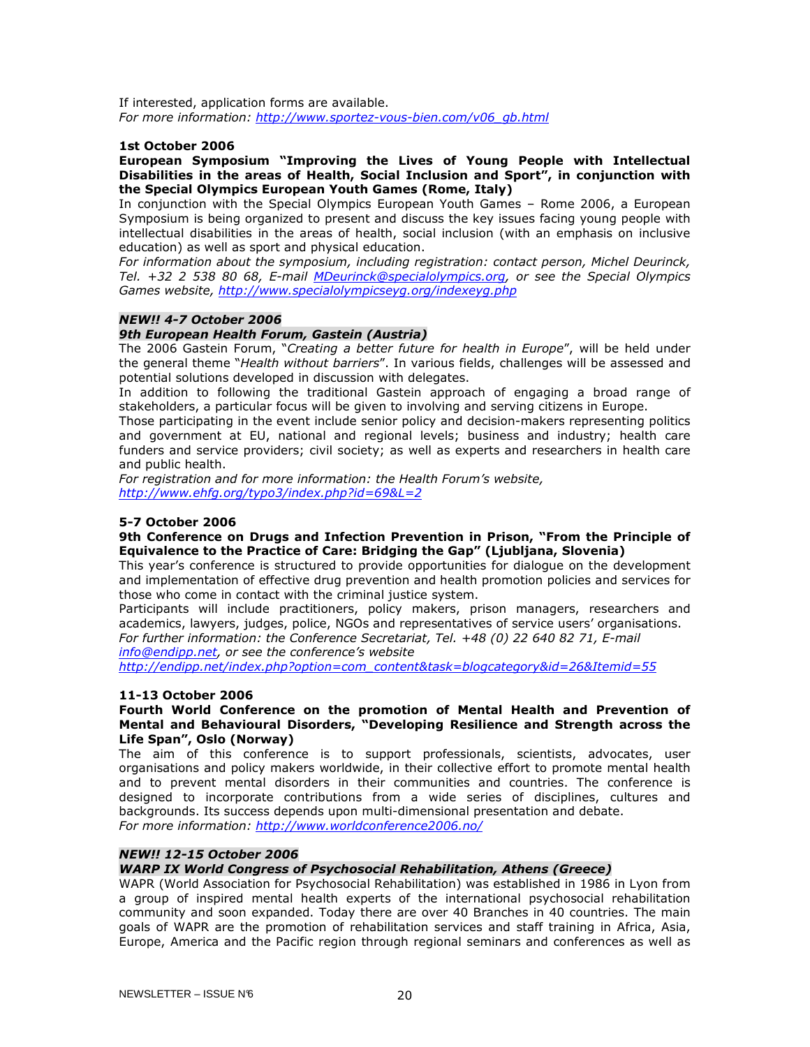If interested, application forms are available.
*For more information: http://www.sportez-vous-bien.com/v06_gb.html*

**1st October 2006**

**European Symposium "Improving the Lives of Young People with Intellectual Disabilities in the areas of Health, Social Inclusion and Sport", in conjunction with the Special Olympics European Youth Games (Rome, Italy)**

In conjunction with the Special Olympics European Youth Games – Rome 2006, a European Symposium is being organized to present and discuss the key issues facing young people with intellectual disabilities in the areas of health, social inclusion (with an emphasis on inclusive education) as well as sport and physical education.
*For information about the symposium, including registration: contact person, Michel Deurinck, Tel. +32 2 538 80 68, E-mail MDeurinck@specialolympics.org, or see the Special Olympics Games website, http://www.specialolympicseyg.org/indexeyg.php*

***NEW!! 4-7 October 2006***

***9th European Health Forum, Gastein (Austria)***

The 2006 Gastein Forum, "*Creating a better future for health in Europe*", will be held under the general theme "*Health without barriers*". In various fields, challenges will be assessed and potential solutions developed in discussion with delegates.
In addition to following the traditional Gastein approach of engaging a broad range of stakeholders, a particular focus will be given to involving and serving citizens in Europe.
Those participating in the event include senior policy and decision-makers representing politics and government at EU, national and regional levels; business and industry; health care funders and service providers; civil society; as well as experts and researchers in health care and public health.
*For registration and for more information: the Health Forum's website, http://www.ehfg.org/typo3/index.php?id=69&L=2*

**5-7 October 2006**

**9th Conference on Drugs and Infection Prevention in Prison, "From the Principle of Equivalence to the Practice of Care: Bridging the Gap" (Ljubljana, Slovenia)**

This year's conference is structured to provide opportunities for dialogue on the development and implementation of effective drug prevention and health promotion policies and services for those who come in contact with the criminal justice system.
Participants will include practitioners, policy makers, prison managers, researchers and academics, lawyers, judges, police, NGOs and representatives of service users' organisations.
*For further information: the Conference Secretariat, Tel. +48 (0) 22 640 82 71, E-mail info@endipp.net, or see the conference's website http://endipp.net/index.php?option=com_content&task=blogcategory&id=26&Itemid=55*

**11-13 October 2006**

**Fourth World Conference on the promotion of Mental Health and Prevention of Mental and Behavioural Disorders, "Developing Resilience and Strength across the Life Span", Oslo (Norway)**

The aim of this conference is to support professionals, scientists, advocates, user organisations and policy makers worldwide, in their collective effort to promote mental health and to prevent mental disorders in their communities and countries. The conference is designed to incorporate contributions from a wide series of disciplines, cultures and backgrounds. Its success depends upon multi-dimensional presentation and debate.
*For more information: http://www.worldconference2006.no/*

***NEW!! 12-15 October 2006***

***WARP IX World Congress of Psychosocial Rehabilitation, Athens (Greece)***

WAPR (World Association for Psychosocial Rehabilitation) was established in 1986 in Lyon from a group of inspired mental health experts of the international psychosocial rehabilitation community and soon expanded. Today there are over 40 Branches in 40 countries. The main goals of WAPR are the promotion of rehabilitation services and staff training in Africa, Asia, Europe, America and the Pacific region through regional seminars and conferences as well as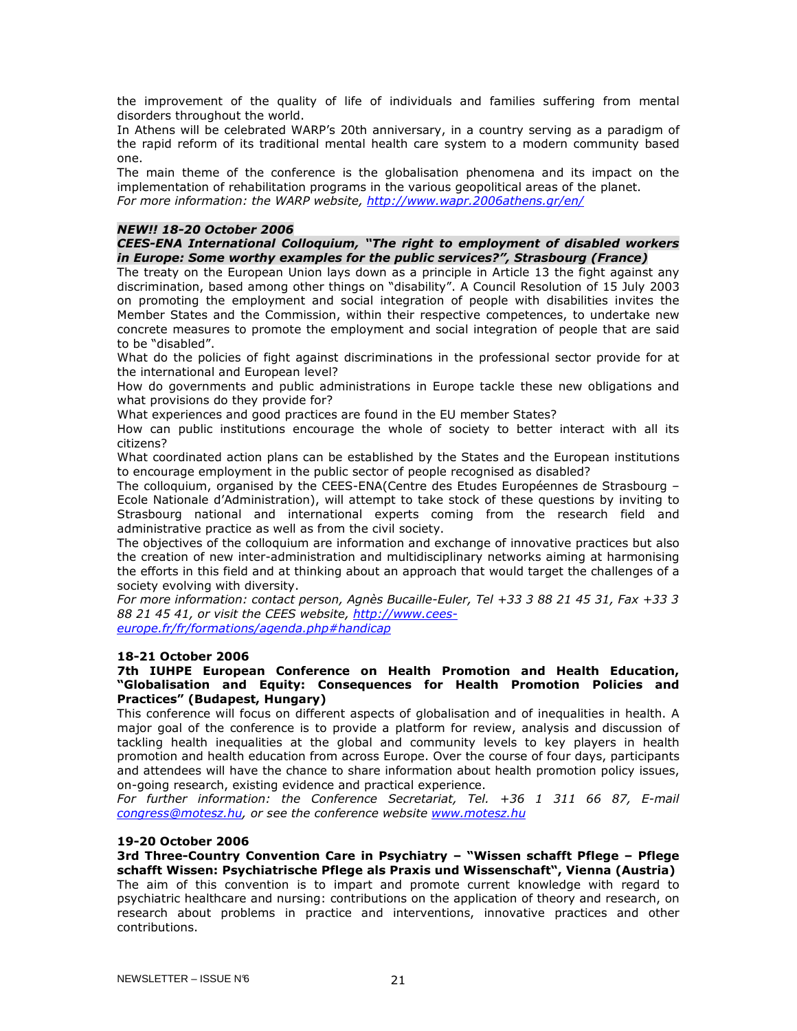the improvement of the quality of life of individuals and families suffering from mental disorders throughout the world.

In Athens will be celebrated WARP's 20th anniversary, in a country serving as a paradigm of the rapid reform of its traditional mental health care system to a modern community based one.

The main theme of the conference is the globalisation phenomena and its impact on the implementation of rehabilitation programs in the various geopolitical areas of the planet.

*For more information: the WARP website, [http://www.wapr.2006athens.gr/en/](http://www.wapr.2006athens.gr/en/)*

***NEW!! 18-20 October 2006***

***CEES-ENA International Colloquium, "The right to employment of disabled workers in Europe: Some worthy examples for the public services?", Strasbourg (France)***

The treaty on the European Union lays down as a principle in Article 13 the fight against any discrimination, based among other things on "disability". A Council Resolution of 15 July 2003 on promoting the employment and social integration of people with disabilities invites the Member States and the Commission, within their respective competences, to undertake new concrete measures to promote the employment and social integration of people that are said to be "disabled".

What do the policies of fight against discriminations in the professional sector provide for at the international and European level?

How do governments and public administrations in Europe tackle these new obligations and what provisions do they provide for?

What experiences and good practices are found in the EU member States?

How can public institutions encourage the whole of society to better interact with all its citizens?

What coordinated action plans can be established by the States and the European institutions to encourage employment in the public sector of people recognised as disabled?

The colloquium, organised by the CEES-ENA(Centre des Etudes Européennes de Strasbourg – Ecole Nationale d'Administration), will attempt to take stock of these questions by inviting to Strasbourg national and international experts coming from the research field and administrative practice as well as from the civil society.

The objectives of the colloquium are information and exchange of innovative practices but also the creation of new inter-administration and multidisciplinary networks aiming at harmonising the efforts in this field and at thinking about an approach that would target the challenges of a society evolving with diversity.

*For more information: contact person, Agnès Bucaille-Euler, Tel +33 3 88 21 45 31, Fax +33 3 88 21 45 41, or visit the CEES website, [http://www.cees-europe.fr/fr/formations/agenda.php#handicap](http://www.cees-europe.fr/fr/formations/agenda.php#handicap)*

**18-21 October 2006**

**7th IUHPE European Conference on Health Promotion and Health Education, "Globalisation and Equity: Consequences for Health Promotion Policies and Practices" (Budapest, Hungary)**

This conference will focus on different aspects of globalisation and of inequalities in health. A major goal of the conference is to provide a platform for review, analysis and discussion of tackling health inequalities at the global and community levels to key players in health promotion and health education from across Europe. Over the course of four days, participants and attendees will have the chance to share information about health promotion policy issues, on-going research, existing evidence and practical experience.

*For further information: the Conference Secretariat, Tel. +36 1 311 66 87, E-mail [congress@motesz.hu](mailto:congress@motesz.hu), or see the conference website [www.motesz.hu](http://www.motesz.hu)*

**19-20 October 2006**

**3rd Three-Country Convention Care in Psychiatry – "Wissen schafft Pflege – Pflege schafft Wissen: Psychiatrische Pflege als Praxis und Wissenschaft", Vienna (Austria)**

The aim of this convention is to impart and promote current knowledge with regard to psychiatric healthcare and nursing: contributions on the application of theory and research, on research about problems in practice and interventions, innovative practices and other contributions.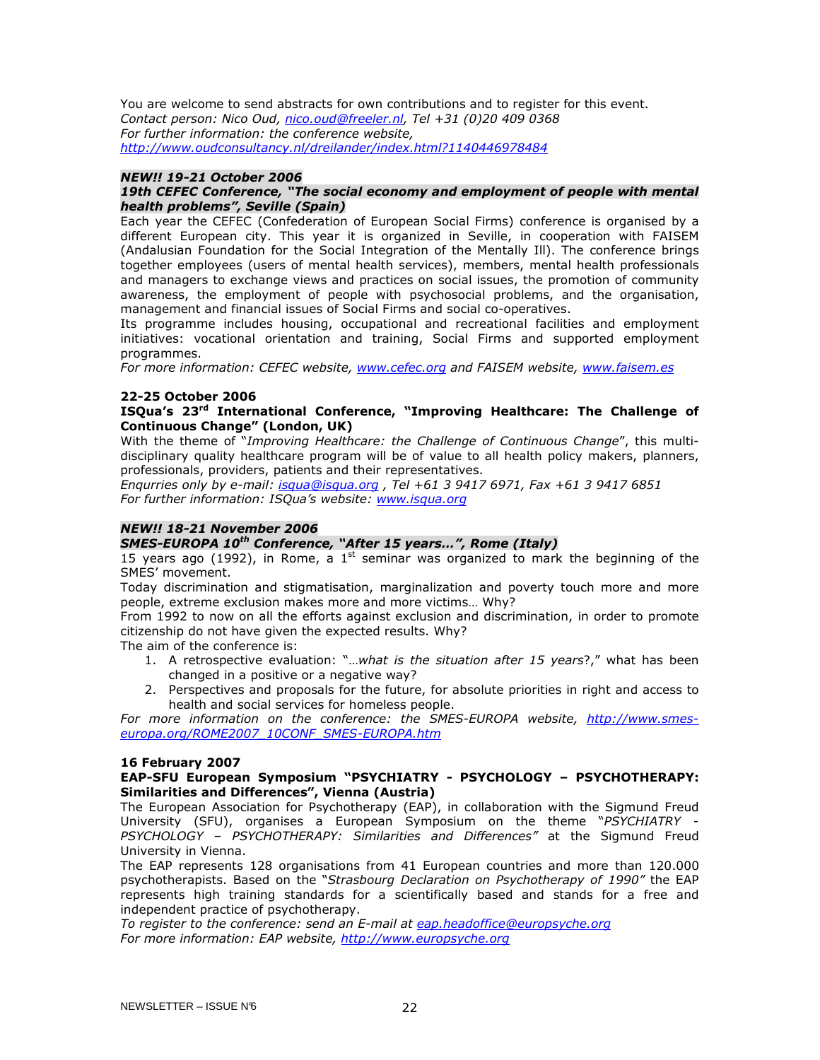You are welcome to send abstracts for own contributions and to register for this event.
*Contact person: Nico Oud, nico.oud@freeler.nl, Tel +31 (0)20 409 0368*
*For further information: the conference website,*
*http://www.oudconsultancy.nl/dreilander/index.html?1140446978484*

***NEW!! 19-21 October 2006***

***19th CEFEC Conference, "The social economy and employment of people with mental health problems", Seville (Spain)***

Each year the CEFEC (Confederation of European Social Firms) conference is organised by a different European city. This year it is organized in Seville, in cooperation with FAISEM (Andalusian Foundation for the Social Integration of the Mentally Ill). The conference brings together employees (users of mental health services), members, mental health professionals and managers to exchange views and practices on social issues, the promotion of community awareness, the employment of people with psychosocial problems, and the organisation, management and financial issues of Social Firms and social co-operatives.

Its programme includes housing, occupational and recreational facilities and employment initiatives: vocational orientation and training, Social Firms and supported employment programmes.

*For more information: CEFEC website, www.cefec.org and FAISEM website, www.faisem.es*

**22-25 October 2006**

**ISQua's 23rd International Conference, "Improving Healthcare: The Challenge of Continuous Change" (London, UK)**

With the theme of "*Improving Healthcare: the Challenge of Continuous Change*", this multi-disciplinary quality healthcare program will be of value to all health policy makers, planners, professionals, providers, patients and their representatives.

*Enqurries only by e-mail: isqua@isqua.org , Tel +61 3 9417 6971, Fax +61 3 9417 6851*
*For further information: ISQua's website: www.isqua.org*

***NEW!! 18-21 November 2006***

***SMES-EUROPA 10th Conference, "After 15 years…", Rome (Italy)***

15 years ago (1992), in Rome, a 1st seminar was organized to mark the beginning of the SMES' movement.

Today discrimination and stigmatisation, marginalization and poverty touch more and more people, extreme exclusion makes more and more victims… Why?

From 1992 to now on all the efforts against exclusion and discrimination, in order to promote citizenship do not have given the expected results. Why?

The aim of the conference is:

1. A retrospective evaluation: "*…what is the situation after 15 years*?," what has been changed in a positive or a negative way?
2. Perspectives and proposals for the future, for absolute priorities in right and access to health and social services for homeless people.

*For more information on the conference: the SMES-EUROPA website, http://www.smes-europa.org/ROME2007_10CONF_SMES-EUROPA.htm*

**16 February 2007**

**EAP-SFU European Symposium "PSYCHIATRY - PSYCHOLOGY – PSYCHOTHERAPY: Similarities and Differences", Vienna (Austria)**

The European Association for Psychotherapy (EAP), in collaboration with the Sigmund Freud University (SFU), organises a European Symposium on the theme "*PSYCHIATRY - PSYCHOLOGY – PSYCHOTHERAPY: Similarities and Differences"* at the Sigmund Freud University in Vienna.

The EAP represents 128 organisations from 41 European countries and more than 120.000 psychotherapists. Based on the "*Strasbourg Declaration on Psychotherapy of 1990"* the EAP represents high training standards for a scientifically based and stands for a free and independent practice of psychotherapy.

*To register to the conference: send an E-mail at eap.headoffice@europsyche.org*
*For more information: EAP website, http://www.europsyche.org*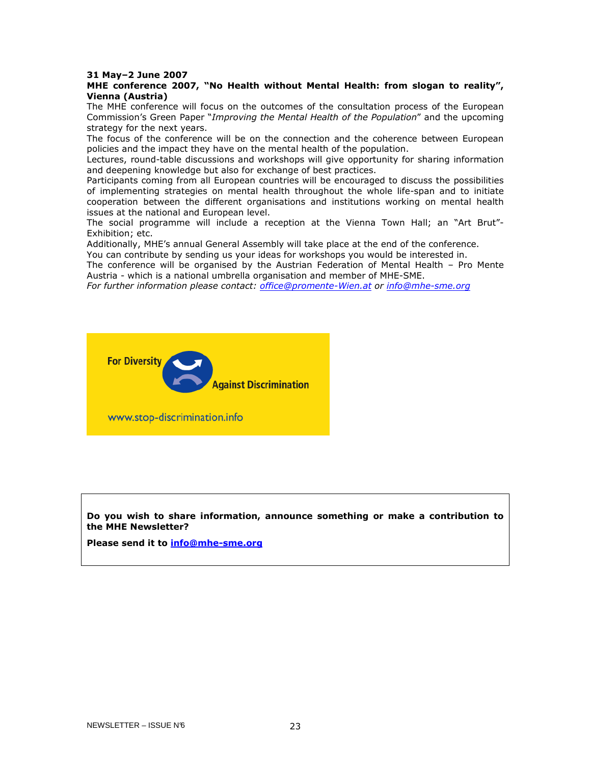**31 May–2 June 2007**

**MHE conference 2007, "No Health without Mental Health: from slogan to reality", Vienna (Austria)**

The MHE conference will focus on the outcomes of the consultation process of the European Commission's Green Paper "*Improving the Mental Health of the Population*" and the upcoming strategy for the next years.

The focus of the conference will be on the connection and the coherence between European policies and the impact they have on the mental health of the population.

Lectures, round-table discussions and workshops will give opportunity for sharing information and deepening knowledge but also for exchange of best practices.

Participants coming from all European countries will be encouraged to discuss the possibilities of implementing strategies on mental health throughout the whole life-span and to initiate cooperation between the different organisations and institutions working on mental health issues at the national and European level.

The social programme will include a reception at the Vienna Town Hall; an "Art Brut"-Exhibition; etc.

Additionally, MHE's annual General Assembly will take place at the end of the conference.

You can contribute by sending us your ideas for workshops you would be interested in.

The conference will be organised by the Austrian Federation of Mental Health – Pro Mente Austria - which is a national umbrella organisation and member of MHE-SME.

*For further information please contact: office@promente-Wien.at or info@mhe-sme.org*

For Diversity

Against Discrimination

www.stop-discrimination.info

**Do you wish to share information, announce something or make a contribution to the MHE Newsletter?**

**Please send it to info@mhe-sme.org**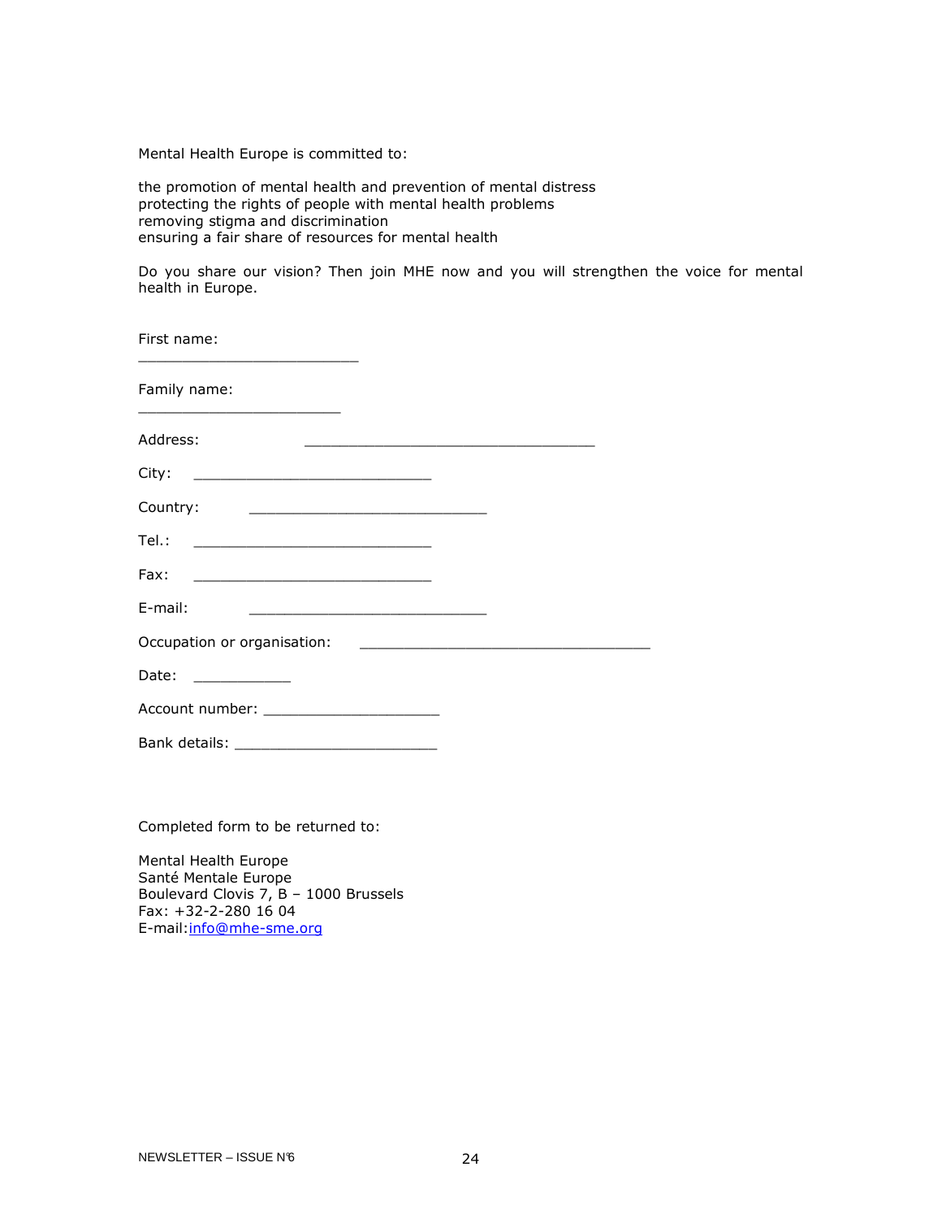Mental Health Europe is committed to:

the promotion of mental health and prevention of mental distress
protecting the rights of people with mental health problems
removing stigma and discrimination
ensuring a fair share of resources for mental health

Do you share our vision? Then join MHE now and you will strengthen the voice for mental health in Europe.

First name: _________________________

Family name: _______________________

Address: _________________________________

City: ___________________________

Country: ___________________________

Tel.: ___________________________

Fax: ___________________________

E-mail: ___________________________

Occupation or organisation: _________________________________

Date: ___________

Account number: ____________________

Bank details: _______________________

Completed form to be returned to:

Mental Health Europe
Santé Mentale Europe
Boulevard Clovis 7, B – 1000 Brussels
Fax: +32-2-280 16 04
E-mail:info@mhe-sme.org